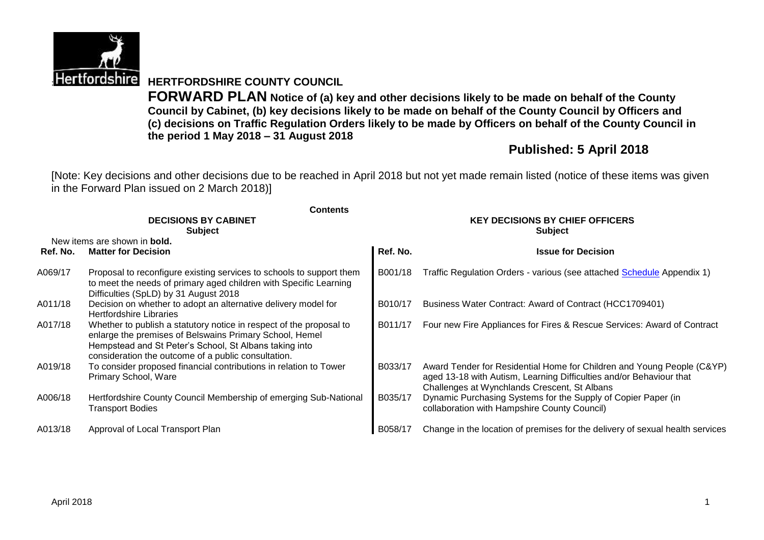# HERTFORDSHIRE COUNTY COUNCIL

**FORWARD PLAN Notice of (a) key and other decisions likely to be made on behalf of the County Council by Cabinet, (b) key decisions likely to be made on behalf of the County Council by Officers and (c) decisions on Traffic Regulation Orders likely to be made by Officers on behalf of the County Council in the period 1 May 2018 – 31 August 2018**

## Published: 5 April 2018

[Note: Key decisions and other decisions due to be reached in April 2018 but not yet made remain listed (notice of these items was given in the Forward Plan issued on 2 March 2018)]

**Contents**

| DECISIONS BY CABINET | | KEY DECISIONS BY CHIEF OFFICERS | |
|---|---|---|---|
| **Subject** | | **Subject** | |
| New items are shown in **bold.** | | | |
| **Ref. No.** | **Matter for Decision** | **Ref. No.** | **Issue for Decision** |
| A069/17 | Proposal to reconfigure existing services to schools to support them to meet the needs of primary aged children with Specific Learning Difficulties (SpLD) by 31 August 2018 | B001/18 | Traffic Regulation Orders - various (see attached Schedule Appendix 1) |
| A011/18 | Decision on whether to adopt an alternative delivery model for Hertfordshire Libraries | B010/17 | Business Water Contract: Award of Contract (HCC1709401) |
| A017/18 | Whether to publish a statutory notice in respect of the proposal to enlarge the premises of Belswains Primary School, Hemel Hempstead and St Peter's School, St Albans taking into consideration the outcome of a public consultation. | B011/17 | Four new Fire Appliances for Fires & Rescue Services: Award of Contract |
| A019/18 | To consider proposed financial contributions in relation to Tower Primary School, Ware | B033/17 | Award Tender for Residential Home for Children and Young People (C&YP) aged 13-18 with Autism, Learning Difficulties and/or Behaviour that Challenges at Wynchlands Crescent, St Albans |
| A006/18 | Hertfordshire County Council Membership of emerging Sub-National Transport Bodies | B035/17 | Dynamic Purchasing Systems for the Supply of Copier Paper (in collaboration with Hampshire County Council) |
| A013/18 | Approval of Local Transport Plan | B058/17 | Change in the location of premises for the delivery of sexual health services |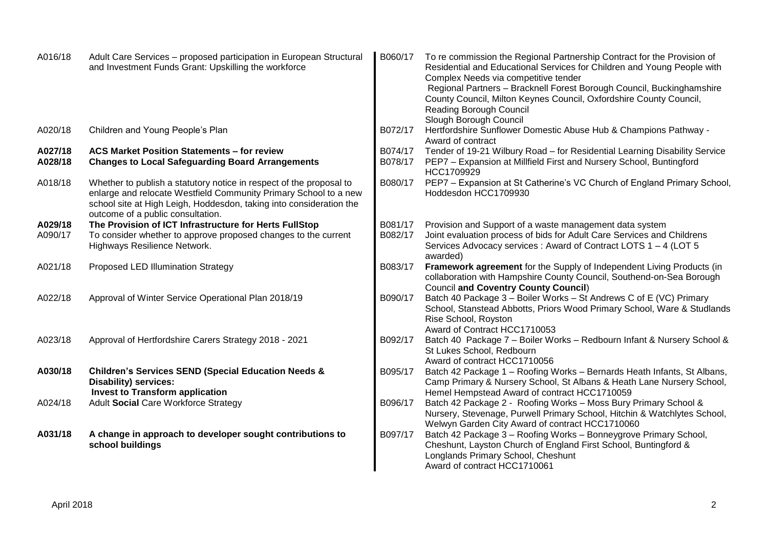| | | | |
|---|---|---|---|
| A016/18 | Adult Care Services – proposed participation in European Structural and Investment Funds Grant: Upskilling the workforce | B060/17 | To re commission the Regional Partnership Contract for the Provision of Residential and Educational Services for Children and Young People with Complex Needs via competitive tender<br>Regional Partners – Bracknell Forest Borough Council, Buckinghamshire County Council, Milton Keynes Council, Oxfordshire County Council, Reading Borough Council<br>Slough Borough Council |
| A020/18 | Children and Young People's Plan | B072/17 | Hertfordshire Sunflower Domestic Abuse Hub & Champions Pathway - Award of contract |
| **A027/18** | **ACS Market Position Statements – for review** | B074/17 | Tender of 19-21 Wilbury Road – for Residential Learning Disability Service |
| **A028/18** | **Changes to Local Safeguarding Board Arrangements** | B078/17 | PEP7 – Expansion at Millfield First and Nursery School, Buntingford HCC1709929 |
| A018/18 | Whether to publish a statutory notice in respect of the proposal to enlarge and relocate Westfield Community Primary School to a new school site at High Leigh, Hoddesdon, taking into consideration the outcome of a public consultation. | B080/17 | PEP7 – Expansion at St Catherine's VC Church of England Primary School, Hoddesdon HCC1709930 |
| **A029/18** | **The Provision of ICT Infrastructure for Herts FullStop** | B081/17 | Provision and Support of a waste management data system |
| A090/17 | To consider whether to approve proposed changes to the current Highways Resilience Network. | B082/17 | Joint evaluation process of bids for Adult Care Services and Childrens Services Advocacy services : Award of Contract LOTS 1 – 4 (LOT 5 awarded) |
| A021/18 | Proposed LED Illumination Strategy | B083/17 | **Framework agreement** for the Supply of Independent Living Products (in collaboration with Hampshire County Council, Southend-on-Sea Borough Council **and Coventry County Council**) |
| A022/18 | Approval of Winter Service Operational Plan 2018/19 | B090/17 | Batch 40 Package 3 – Boiler Works – St Andrews C of E (VC) Primary School, Stanstead Abbotts, Priors Wood Primary School, Ware & Studlands Rise School, Royston<br>Award of Contract HCC1710053 |
| A023/18 | Approval of Hertfordshire Carers Strategy 2018 - 2021 | B092/17 | Batch 40 Package 7 – Boiler Works – Redbourn Infant & Nursery School & St Lukes School, Redbourn<br>Award of contract HCC1710056 |
| **A030/18** | **Children's Services SEND (Special Education Needs & Disability) services:**<br>**Invest to Transform application** | B095/17 | Batch 42 Package 1 – Roofing Works – Bernards Heath Infants, St Albans, Camp Primary & Nursery School, St Albans & Heath Lane Nursery School, Hemel Hempstead Award of contract HCC1710059 |
| A024/18 | Adult **Social** Care Workforce Strategy | B096/17 | Batch 42 Package 2 - Roofing Works – Moss Bury Primary School & Nursery, Stevenage, Purwell Primary School, Hitchin & Watchlytes School, Welwyn Garden City Award of contract HCC1710060 |
| **A031/18** | **A change in approach to developer sought contributions to school buildings** | B097/17 | Batch 42 Package 3 – Roofing Works – Bonneygrove Primary School, Cheshunt, Layston Church of England First School, Buntingford & Longlands Primary School, Cheshunt<br>Award of contract HCC1710061 |

April 2018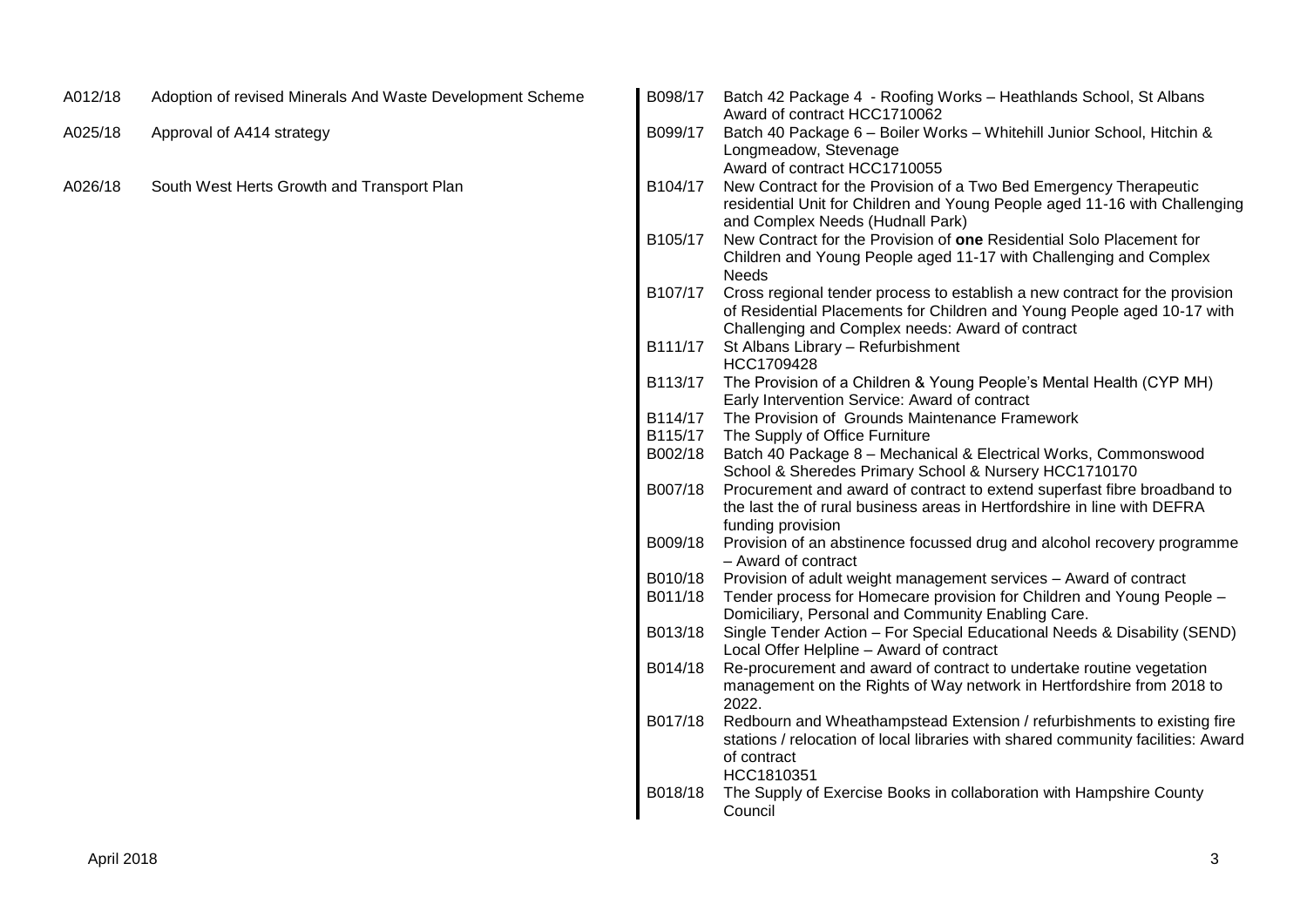| | |
|---|---|
| A012/18 | Adoption of revised Minerals And Waste Development Scheme |
| A025/18 | Approval of A414 strategy |
| A026/18 | South West Herts Growth and Transport Plan |

| | |
|---|---|
| B098/17 | Batch 42 Package 4 - Roofing Works – Heathlands School, St Albans<br>Award of contract HCC1710062 |
| B099/17 | Batch 40 Package 6 – Boiler Works – Whitehill Junior School, Hitchin & Longmeadow, Stevenage<br>Award of contract HCC1710055 |
| B104/17 | New Contract for the Provision of a Two Bed Emergency Therapeutic residential Unit for Children and Young People aged 11-16 with Challenging and Complex Needs (Hudnall Park) |
| B105/17 | New Contract for the Provision of **one** Residential Solo Placement for Children and Young People aged 11-17 with Challenging and Complex Needs |
| B107/17 | Cross regional tender process to establish a new contract for the provision of Residential Placements for Children and Young People aged 10-17 with Challenging and Complex needs: Award of contract |
| B111/17 | St Albans Library – Refurbishment<br>HCC1709428 |
| B113/17 | The Provision of a Children & Young People's Mental Health (CYP MH) Early Intervention Service: Award of contract |
| B114/17 | The Provision of Grounds Maintenance Framework |
| B115/17 | The Supply of Office Furniture |
| B002/18 | Batch 40 Package 8 – Mechanical & Electrical Works, Commonswood School & Sheredes Primary School & Nursery HCC1710170 |
| B007/18 | Procurement and award of contract to extend superfast fibre broadband to the last the of rural business areas in Hertfordshire in line with DEFRA funding provision |
| B009/18 | Provision of an abstinence focussed drug and alcohol recovery programme – Award of contract |
| B010/18 | Provision of adult weight management services – Award of contract |
| B011/18 | Tender process for Homecare provision for Children and Young People – Domiciliary, Personal and Community Enabling Care. |
| B013/18 | Single Tender Action – For Special Educational Needs & Disability (SEND) Local Offer Helpline – Award of contract |
| B014/18 | Re-procurement and award of contract to undertake routine vegetation management on the Rights of Way network in Hertfordshire from 2018 to 2022. |
| B017/18 | Redbourn and Wheathampstead Extension / refurbishments to existing fire stations / relocation of local libraries with shared community facilities: Award of contract<br>HCC1810351 |
| B018/18 | The Supply of Exercise Books in collaboration with Hampshire County Council |

April 2018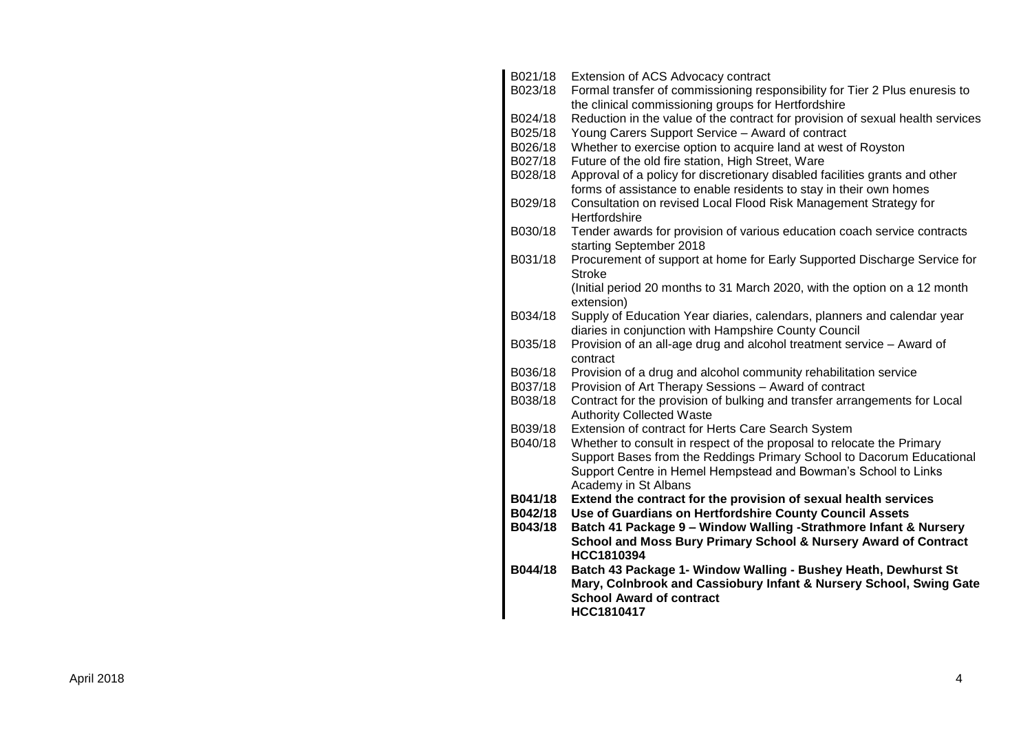| | |
|---|---|
| B021/18 | Extension of ACS Advocacy contract |
| B023/18 | Formal transfer of commissioning responsibility for Tier 2 Plus enuresis to the clinical commissioning groups for Hertfordshire |
| B024/18 | Reduction in the value of the contract for provision of sexual health services |
| B025/18 | Young Carers Support Service – Award of contract |
| B026/18 | Whether to exercise option to acquire land at west of Royston |
| B027/18 | Future of the old fire station, High Street, Ware |
| B028/18 | Approval of a policy for discretionary disabled facilities grants and other forms of assistance to enable residents to stay in their own homes |
| B029/18 | Consultation on revised Local Flood Risk Management Strategy for Hertfordshire |
| B030/18 | Tender awards for provision of various education coach service contracts starting September 2018 |
| B031/18 | Procurement of support at home for Early Supported Discharge Service for Stroke<br>(Initial period 20 months to 31 March 2020, with the option on a 12 month extension) |
| B034/18 | Supply of Education Year diaries, calendars, planners and calendar year diaries in conjunction with Hampshire County Council |
| B035/18 | Provision of an all-age drug and alcohol treatment service – Award of contract |
| B036/18 | Provision of a drug and alcohol community rehabilitation service |
| B037/18 | Provision of Art Therapy Sessions – Award of contract |
| B038/18 | Contract for the provision of bulking and transfer arrangements for Local Authority Collected Waste |
| B039/18 | Extension of contract for Herts Care Search System |
| B040/18 | Whether to consult in respect of the proposal to relocate the Primary Support Bases from the Reddings Primary School to Dacorum Educational Support Centre in Hemel Hempstead and Bowman's School to Links Academy in St Albans |
| **B041/18** | **Extend the contract for the provision of sexual health services** |
| **B042/18** | **Use of Guardians on Hertfordshire County Council Assets** |
| **B043/18** | **Batch 41 Package 9 – Window Walling -Strathmore Infant & Nursery School and Moss Bury Primary School & Nursery Award of Contract HCC1810394** |
| **B044/18** | **Batch 43 Package 1- Window Walling - Bushey Heath, Dewhurst St Mary, Colnbrook and Cassiobury Infant & Nursery School, Swing Gate School Award of contract HCC1810417** |

April 2018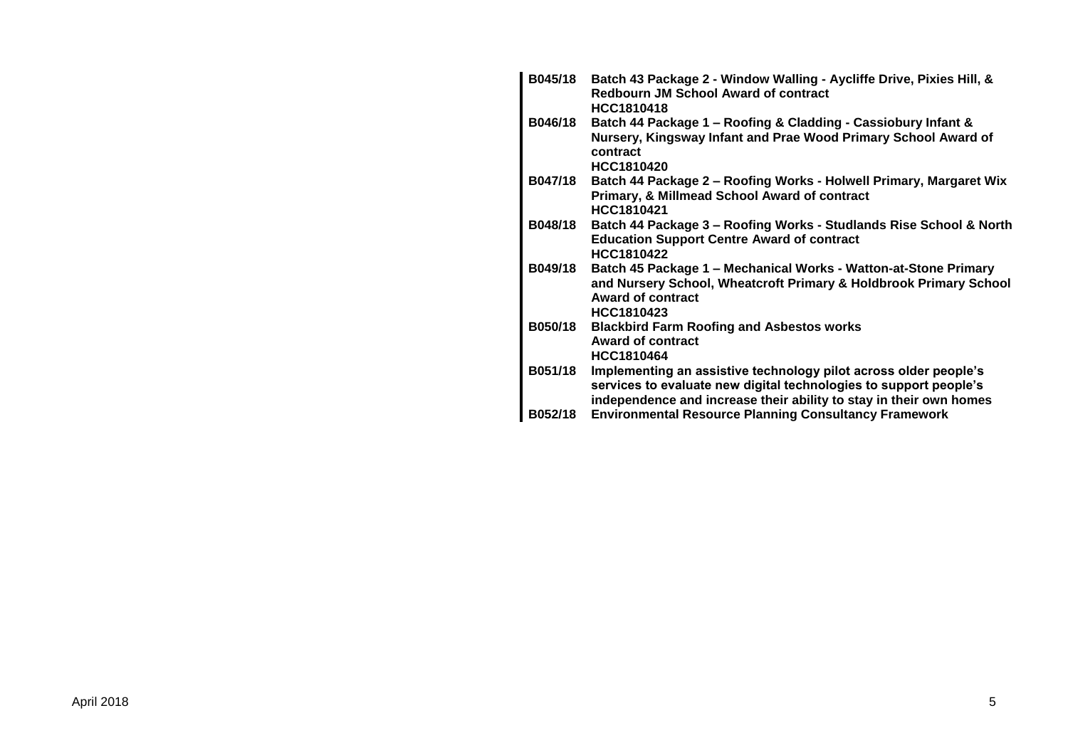| | |
|---|---|
| **B045/18** | **Batch 43 Package 2 - Window Walling - Aycliffe Drive, Pixies Hill, & Redbourn JM School Award of contract**<br>**HCC1810418** |
| **B046/18** | **Batch 44 Package 1 – Roofing & Cladding - Cassiobury Infant & Nursery, Kingsway Infant and Prae Wood Primary School Award of contract**<br>**HCC1810420** |
| **B047/18** | **Batch 44 Package 2 – Roofing Works - Holwell Primary, Margaret Wix Primary, & Millmead School Award of contract**<br>**HCC1810421** |
| **B048/18** | **Batch 44 Package 3 – Roofing Works - Studlands Rise School & North Education Support Centre Award of contract**<br>**HCC1810422** |
| **B049/18** | **Batch 45 Package 1 – Mechanical Works - Watton-at-Stone Primary and Nursery School, Wheatcroft Primary & Holdbrook Primary School Award of contract**<br>**HCC1810423** |
| **B050/18** | **Blackbird Farm Roofing and Asbestos works**<br>**Award of contract**<br>**HCC1810464** |
| **B051/18** | **Implementing an assistive technology pilot across older people's services to evaluate new digital technologies to support people's independence and increase their ability to stay in their own homes** |
| **B052/18** | **Environmental Resource Planning Consultancy Framework** |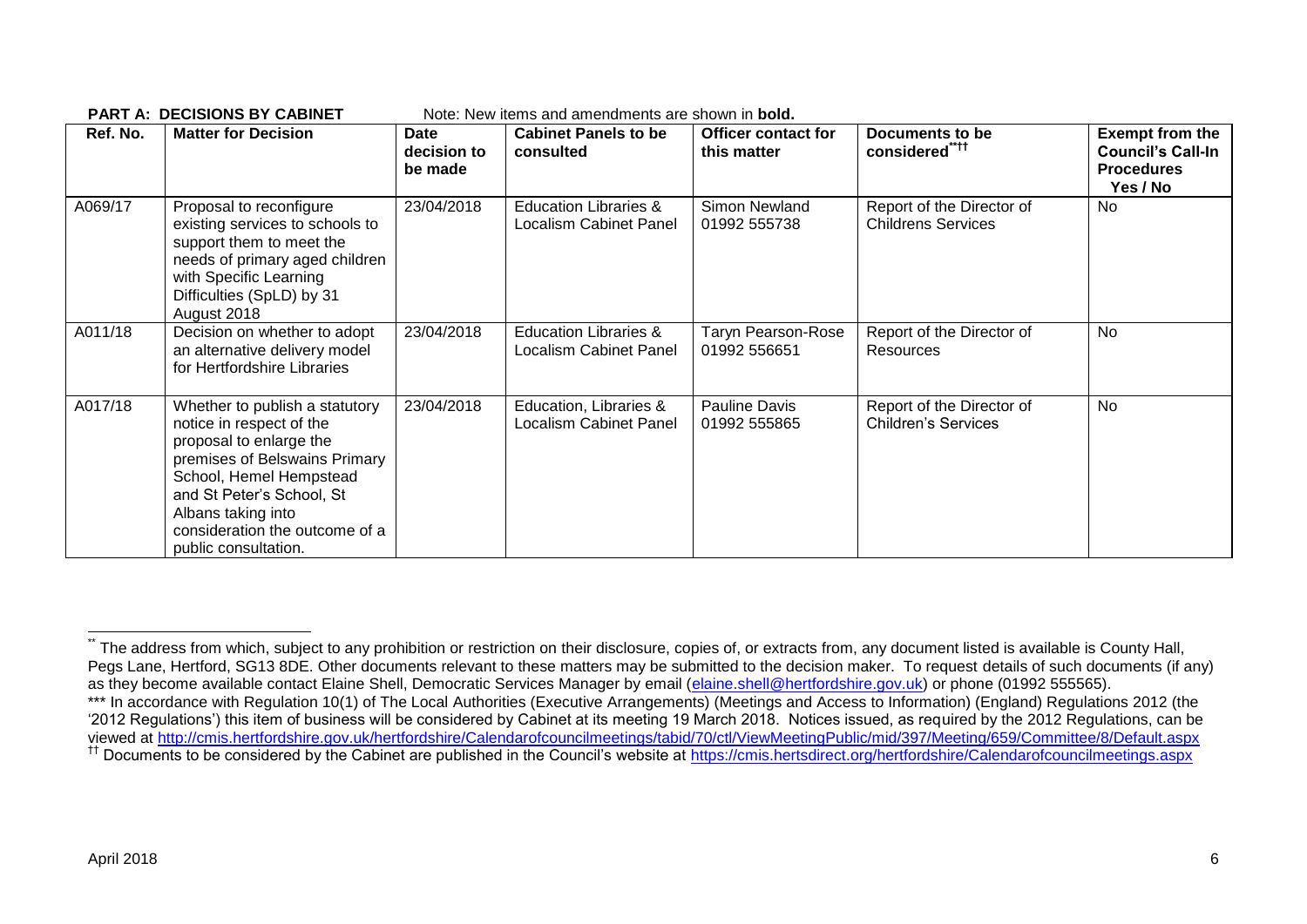**PART A: DECISIONS BY CABINET** Note: New items and amendments are shown in **bold.**

| Ref. No. | Matter for Decision | Date decision to be made | Cabinet Panels to be consulted | Officer contact for this matter | Documents to be considered**†† | Exempt from the Council's Call-In Procedures Yes / No |
|---|---|---|---|---|---|---|
| A069/17 | Proposal to reconfigure existing services to schools to support them to meet the needs of primary aged children with Specific Learning Difficulties (SpLD) by 31 August 2018 | 23/04/2018 | Education Libraries & Localism Cabinet Panel | Simon Newland 01992 555738 | Report of the Director of Childrens Services | No |
| A011/18 | Decision on whether to adopt an alternative delivery model for Hertfordshire Libraries | 23/04/2018 | Education Libraries & Localism Cabinet Panel | Taryn Pearson-Rose 01992 556651 | Report of the Director of Resources | No |
| A017/18 | Whether to publish a statutory notice in respect of the proposal to enlarge the premises of Belswains Primary School, Hemel Hempstead and St Peter's School, St Albans taking into consideration the outcome of a public consultation. | 23/04/2018 | Education, Libraries & Localism Cabinet Panel | Pauline Davis 01992 555865 | Report of the Director of Children's Services | No |

---

** The address from which, subject to any prohibition or restriction on their disclosure, copies of, or extracts from, any document listed is available is County Hall, Pegs Lane, Hertford, SG13 8DE. Other documents relevant to these matters may be submitted to the decision maker. To request details of such documents (if any) as they become available contact Elaine Shell, Democratic Services Manager by email (elaine.shell@hertfordshire.gov.uk) or phone (01992 555565).

*** In accordance with Regulation 10(1) of The Local Authorities (Executive Arrangements) (Meetings and Access to Information) (England) Regulations 2012 (the '2012 Regulations') this item of business will be considered by Cabinet at its meeting 19 March 2018. Notices issued, as required by the 2012 Regulations, can be viewed at http://cmis.hertfordshire.gov.uk/hertfordshire/Calendarofcouncilmeetings/tabid/70/ctl/ViewMeetingPublic/mid/397/Meeting/659/Committee/8/Default.aspx

†† Documents to be considered by the Cabinet are published in the Council's website at https://cmis.hertsdirect.org/hertfordshire/Calendarofcouncilmeetings.aspx

April 2018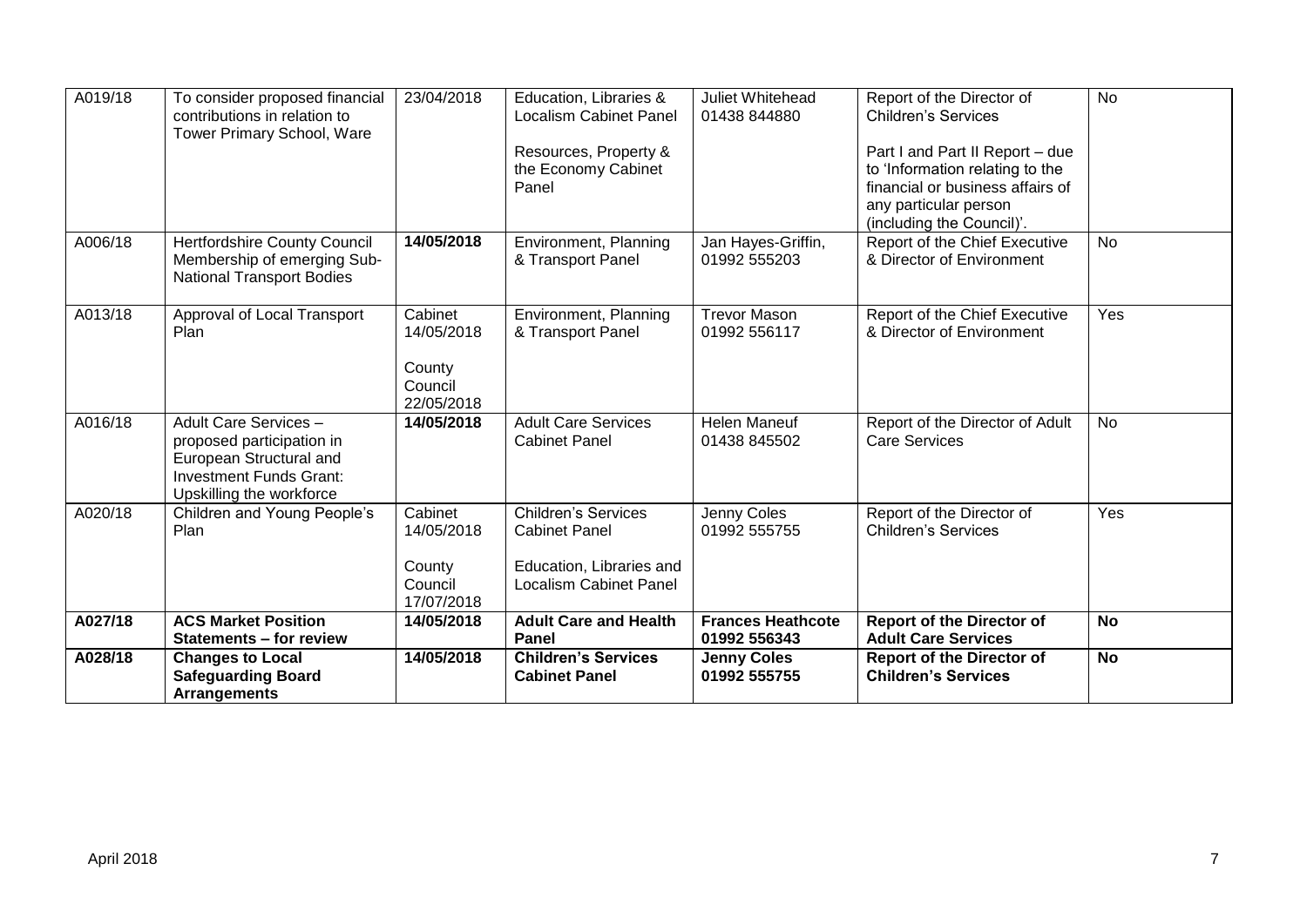| A019/18 | To consider proposed financial contributions in relation to Tower Primary School, Ware | 23/04/2018 | Education, Libraries & Localism Cabinet Panel<br><br>Resources, Property & the Economy Cabinet Panel | Juliet Whitehead 01438 844880 | Report of the Director of Children's Services<br><br>Part I and Part II Report – due to 'Information relating to the financial or business affairs of any particular person (including the Council)'. | No |
|---|---|---|---|---|---|---|
| A006/18 | Hertfordshire County Council Membership of emerging Sub-National Transport Bodies | **14/05/2018** | Environment, Planning & Transport Panel | Jan Hayes-Griffin, 01992 555203 | Report of the Chief Executive & Director of Environment | No |
| A013/18 | Approval of Local Transport Plan | Cabinet 14/05/2018<br><br>County Council 22/05/2018 | Environment, Planning & Transport Panel | Trevor Mason 01992 556117 | Report of the Chief Executive & Director of Environment | Yes |
| A016/18 | Adult Care Services – proposed participation in European Structural and Investment Funds Grant: Upskilling the workforce | **14/05/2018** | Adult Care Services Cabinet Panel | Helen Maneuf 01438 845502 | Report of the Director of Adult Care Services | No |
| A020/18 | Children and Young People's Plan | Cabinet 14/05/2018<br><br>County Council 17/07/2018 | Children's Services Cabinet Panel<br><br>Education, Libraries and Localism Cabinet Panel | Jenny Coles 01992 555755 | Report of the Director of Children's Services | Yes |
| **A027/18** | **ACS Market Position Statements – for review** | **14/05/2018** | **Adult Care and Health Panel** | **Frances Heathcote 01992 556343** | **Report of the Director of Adult Care Services** | **No** |
| **A028/18** | **Changes to Local Safeguarding Board Arrangements** | **14/05/2018** | **Children's Services Cabinet Panel** | **Jenny Coles 01992 555755** | **Report of the Director of Children's Services** | **No** |

April 2018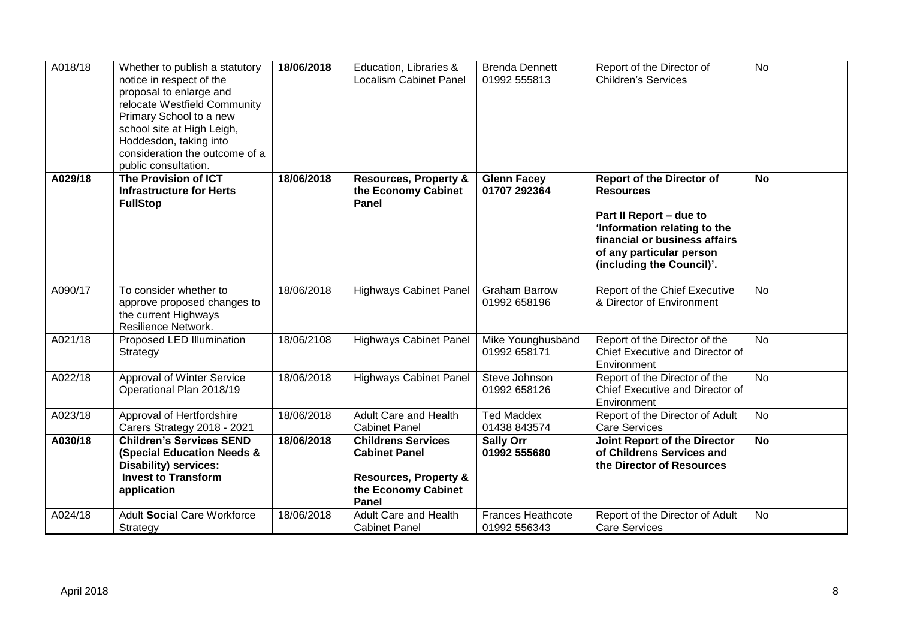| | | | | | | |
|---|---|---|---|---|---|---|
| A018/18 | Whether to publish a statutory notice in respect of the proposal to enlarge and relocate Westfield Community Primary School to a new school site at High Leigh, Hoddesdon, taking into consideration the outcome of a public consultation. | **18/06/2018** | Education, Libraries & Localism Cabinet Panel | Brenda Dennett 01992 555813 | Report of the Director of Children's Services | No |
| **A029/18** | **The Provision of ICT Infrastructure for Herts FullStop** | **18/06/2018** | **Resources, Property & the Economy Cabinet Panel** | **Glenn Facey 01707 292364** | **Report of the Director of Resources**<br><br>**Part II Report – due to 'Information relating to the financial or business affairs of any particular person (including the Council)'.** | **No** |
| A090/17 | To consider whether to approve proposed changes to the current Highways Resilience Network. | 18/06/2018 | Highways Cabinet Panel | Graham Barrow 01992 658196 | Report of the Chief Executive & Director of Environment | No |
| A021/18 | Proposed LED Illumination Strategy | 18/06/2108 | Highways Cabinet Panel | Mike Younghusband 01992 658171 | Report of the Director of the Chief Executive and Director of Environment | No |
| A022/18 | Approval of Winter Service Operational Plan 2018/19 | 18/06/2018 | Highways Cabinet Panel | Steve Johnson 01992 658126 | Report of the Director of the Chief Executive and Director of Environment | No |
| A023/18 | Approval of Hertfordshire Carers Strategy 2018 - 2021 | 18/06/2018 | Adult Care and Health Cabinet Panel | Ted Maddex 01438 843574 | Report of the Director of Adult Care Services | No |
| **A030/18** | **Children's Services SEND (Special Education Needs & Disability) services: Invest to Transform application** | **18/06/2018** | **Childrens Services Cabinet Panel**<br><br>**Resources, Property & the Economy Cabinet Panel** | **Sally Orr 01992 555680** | **Joint Report of the Director of Childrens Services and the Director of Resources** | **No** |
| A024/18 | Adult **Social** Care Workforce Strategy | 18/06/2018 | Adult Care and Health Cabinet Panel | Frances Heathcote 01992 556343 | Report of the Director of Adult Care Services | No |

April 2018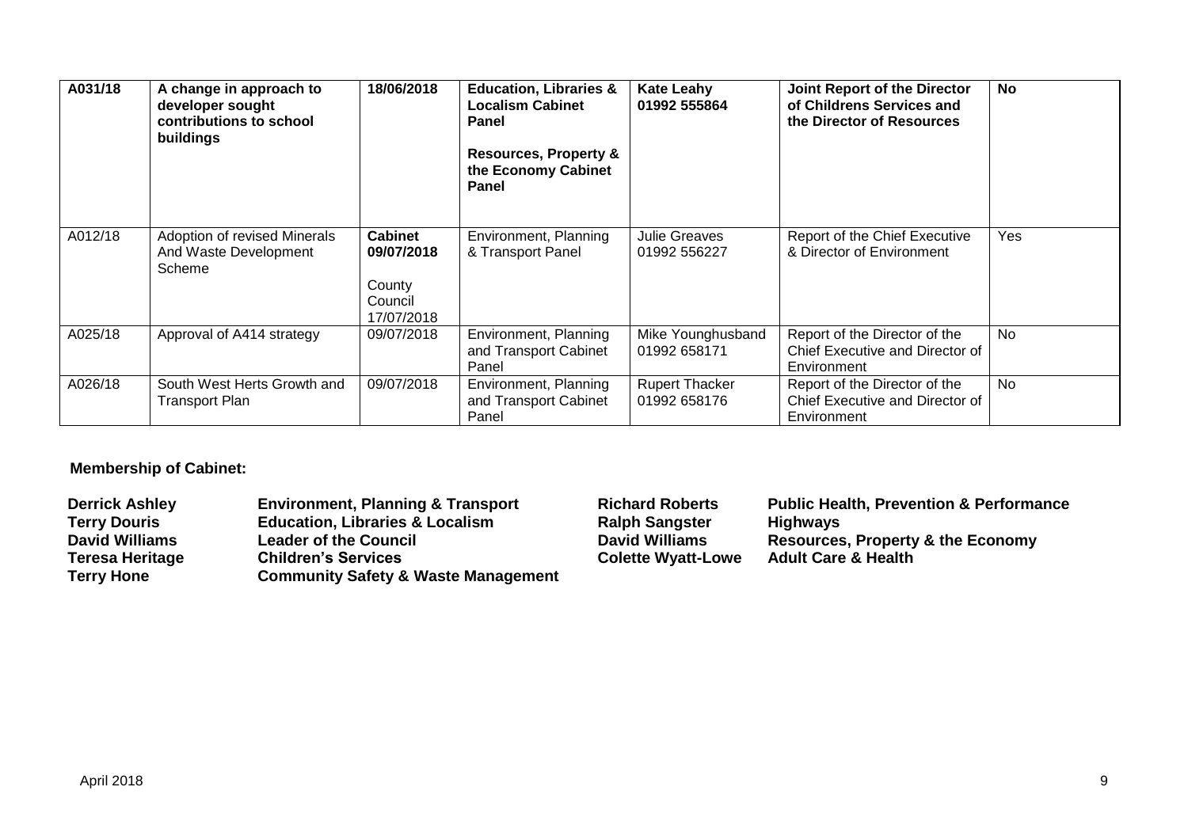| | | | | | | |
|---|---|---|---|---|---|---|
| **A031/18** | **A change in approach to developer sought contributions to school buildings** | **18/06/2018** | **Education, Libraries & Localism Cabinet Panel**<br><br>**Resources, Property & the Economy Cabinet Panel** | **Kate Leahy 01992 555864** | **Joint Report of the Director of Childrens Services and the Director of Resources** | **No** |
| A012/18 | Adoption of revised Minerals And Waste Development Scheme | **Cabinet 09/07/2018**<br><br>County Council 17/07/2018 | Environment, Planning & Transport Panel | Julie Greaves 01992 556227 | Report of the Chief Executive & Director of Environment | Yes |
| A025/18 | Approval of A414 strategy | 09/07/2018 | Environment, Planning and Transport Cabinet Panel | Mike Younghusband 01992 658171 | Report of the Director of the Chief Executive and Director of Environment | No |
| A026/18 | South West Herts Growth and Transport Plan | 09/07/2018 | Environment, Planning and Transport Cabinet Panel | Rupert Thacker 01992 658176 | Report of the Director of the Chief Executive and Director of Environment | No |

**Membership of Cabinet:**

| | | | |
|---|---|---|---|
| **Derrick Ashley** | **Environment, Planning & Transport** | **Richard Roberts** | **Public Health, Prevention & Performance** |
| **Terry Douris** | **Education, Libraries & Localism** | **Ralph Sangster** | **Highways** |
| **David Williams** | **Leader of the Council** | **David Williams** | **Resources, Property & the Economy** |
| **Teresa Heritage** | **Children's Services** | **Colette Wyatt-Lowe** | **Adult Care & Health** |
| **Terry Hone** | **Community Safety & Waste Management** | | |

April 2018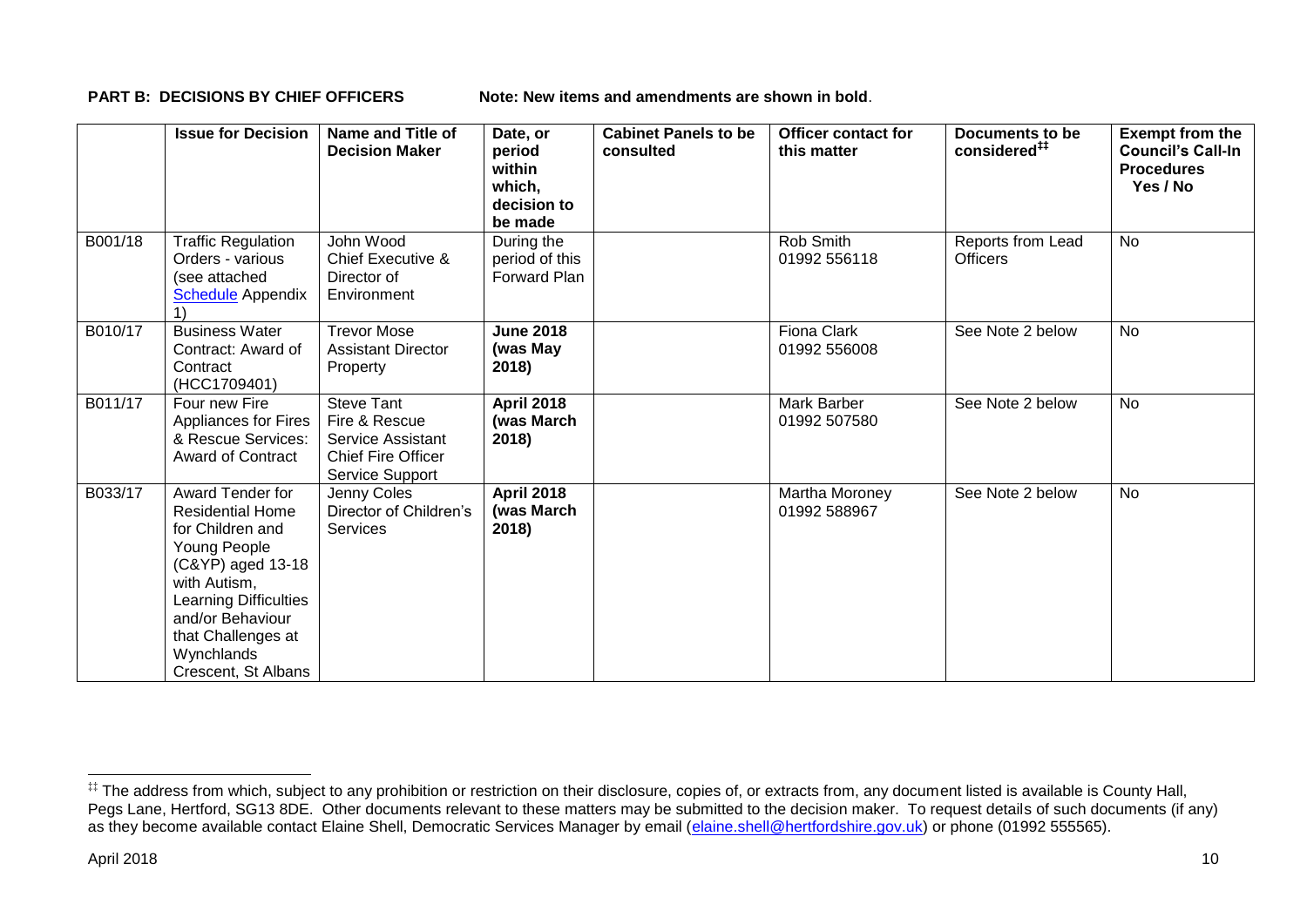**PART B: DECISIONS BY CHIEF OFFICERS** Note: New items and amendments are shown in **bold**.

| | Issue for Decision | Name and Title of Decision Maker | Date, or period within which, decision to be made | Cabinet Panels to be consulted | Officer contact for this matter | Documents to be considered[‡‡] | Exempt from the Council's Call-In Procedures Yes / No |
|---|---|---|---|---|---|---|---|
| B001/18 | Traffic Regulation Orders - various (see attached Schedule Appendix 1) | John Wood Chief Executive & Director of Environment | During the period of this Forward Plan | | Rob Smith 01992 556118 | Reports from Lead Officers | No |
| B010/17 | Business Water Contract: Award of Contract (HCC1709401) | Trevor Mose Assistant Director Property | **June 2018 (was May 2018)** | | Fiona Clark 01992 556008 | See Note 2 below | No |
| B011/17 | Four new Fire Appliances for Fires & Rescue Services: Award of Contract | Steve Tant Fire & Rescue Service Assistant Chief Fire Officer Service Support | **April 2018 (was March 2018)** | | Mark Barber 01992 507580 | See Note 2 below | No |
| B033/17 | Award Tender for Residential Home for Children and Young People (C&YP) aged 13-18 with Autism, Learning Difficulties and/or Behaviour that Challenges at Wynchlands Crescent, St Albans | Jenny Coles Director of Children's Services | **April 2018 (was March 2018)** | | Martha Moroney 01992 588967 | See Note 2 below | No |

[‡‡] The address from which, subject to any prohibition or restriction on their disclosure, copies of, or extracts from, any document listed is available is County Hall, Pegs Lane, Hertford, SG13 8DE. Other documents relevant to these matters may be submitted to the decision maker. To request details of such documents (if any) as they become available contact Elaine Shell, Democratic Services Manager by email (elaine.shell@hertfordshire.gov.uk) or phone (01992 555565).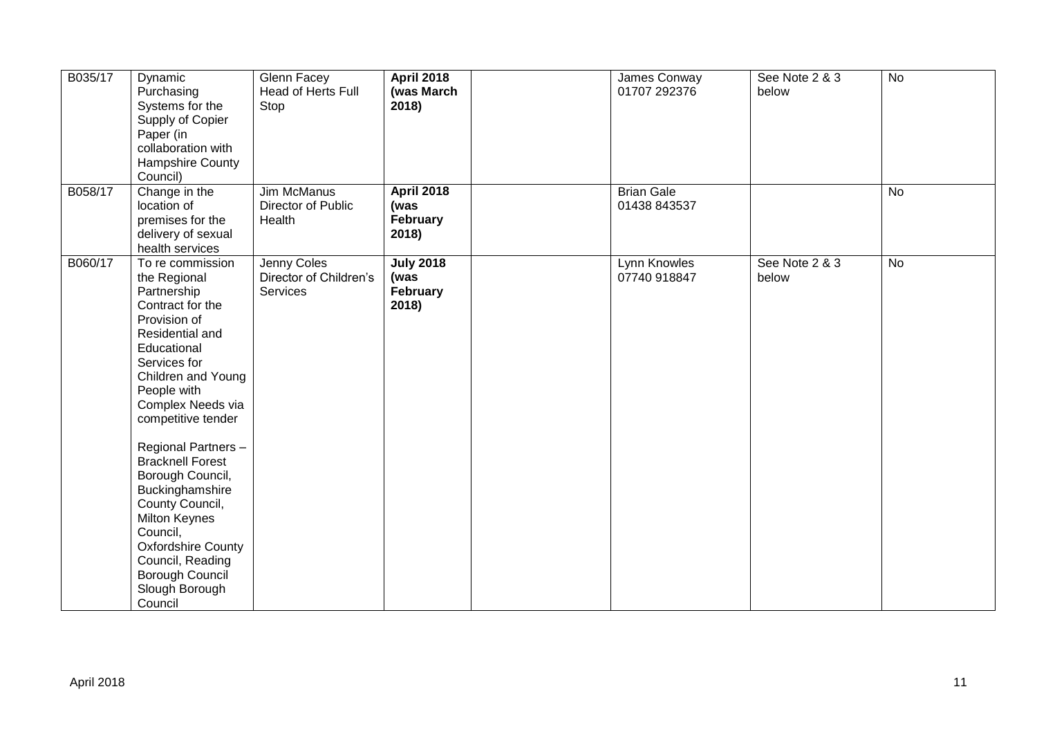| | | | | | | | |
|---|---|---|---|---|---|---|---|
| B035/17 | Dynamic Purchasing Systems for the Supply of Copier Paper (in collaboration with Hampshire County Council) | Glenn Facey<br>Head of Herts Full Stop | **April 2018 (was March 2018)** | | James Conway<br>01707 292376 | See Note 2 & 3 below | No |
| B058/17 | Change in the location of premises for the delivery of sexual health services | Jim McManus<br>Director of Public Health | **April 2018 (was February 2018)** | | Brian Gale<br>01438 843537 | | No |
| B060/17 | To re commission the Regional Partnership Contract for the Provision of Residential and Educational Services for Children and Young People with Complex Needs via competitive tender<br><br>Regional Partners – Bracknell Forest Borough Council, Buckinghamshire County Council, Milton Keynes Council, Oxfordshire County Council, Reading Borough Council Slough Borough Council | Jenny Coles<br>Director of Children's Services | **July 2018 (was February 2018)** | | Lynn Knowles<br>07740 918847 | See Note 2 & 3 below | No |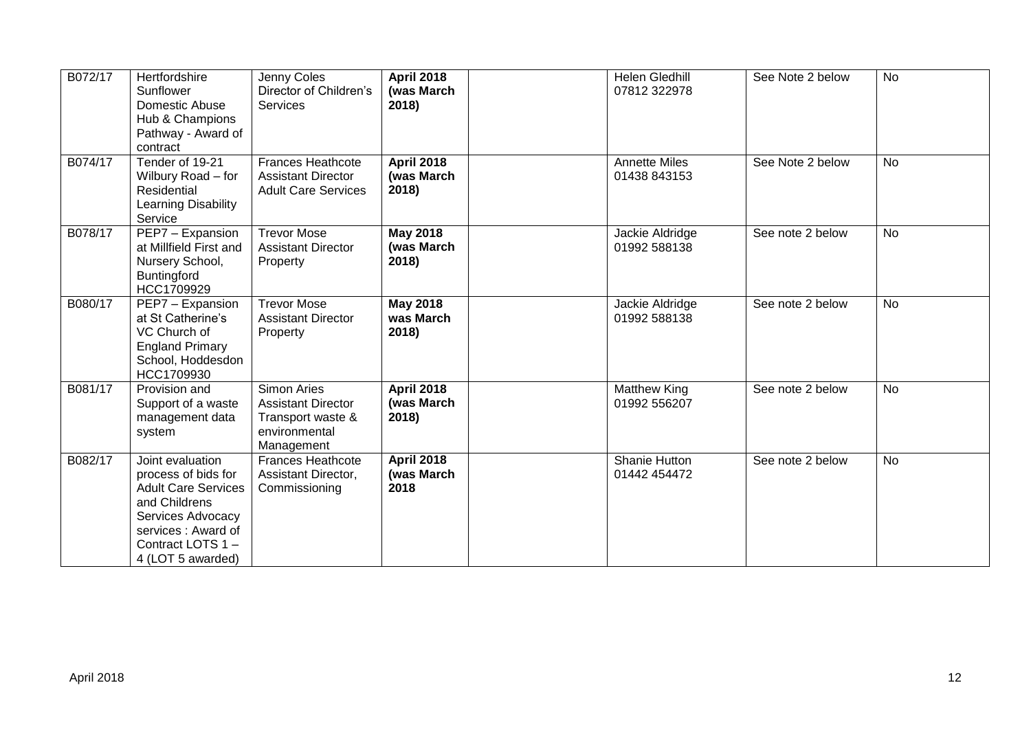| | | | | | | | |
|---|---|---|---|---|---|---|---|
| B072/17 | Hertfordshire Sunflower Domestic Abuse Hub & Champions Pathway - Award of contract | Jenny Coles Director of Children's Services | **April 2018 (was March 2018)** | | Helen Gledhill 07812 322978 | See Note 2 below | No |
| B074/17 | Tender of 19-21 Wilbury Road – for Residential Learning Disability Service | Frances Heathcote Assistant Director Adult Care Services | **April 2018 (was March 2018)** | | Annette Miles 01438 843153 | See Note 2 below | No |
| B078/17 | PEP7 – Expansion at Millfield First and Nursery School, Buntingford HCC1709929 | Trevor Mose Assistant Director Property | **May 2018 (was March 2018)** | | Jackie Aldridge 01992 588138 | See note 2 below | No |
| B080/17 | PEP7 – Expansion at St Catherine's VC Church of England Primary School, Hoddesdon HCC1709930 | Trevor Mose Assistant Director Property | **May 2018 was March 2018)** | | Jackie Aldridge 01992 588138 | See note 2 below | No |
| B081/17 | Provision and Support of a waste management data system | Simon Aries Assistant Director Transport waste & environmental Management | **April 2018 (was March 2018)** | | Matthew King 01992 556207 | See note 2 below | No |
| B082/17 | Joint evaluation process of bids for Adult Care Services and Childrens Services Advocacy services : Award of Contract LOTS 1 – 4 (LOT 5 awarded) | Frances Heathcote Assistant Director, Commissioning | **April 2018 (was March 2018** | | Shanie Hutton 01442 454472 | See note 2 below | No |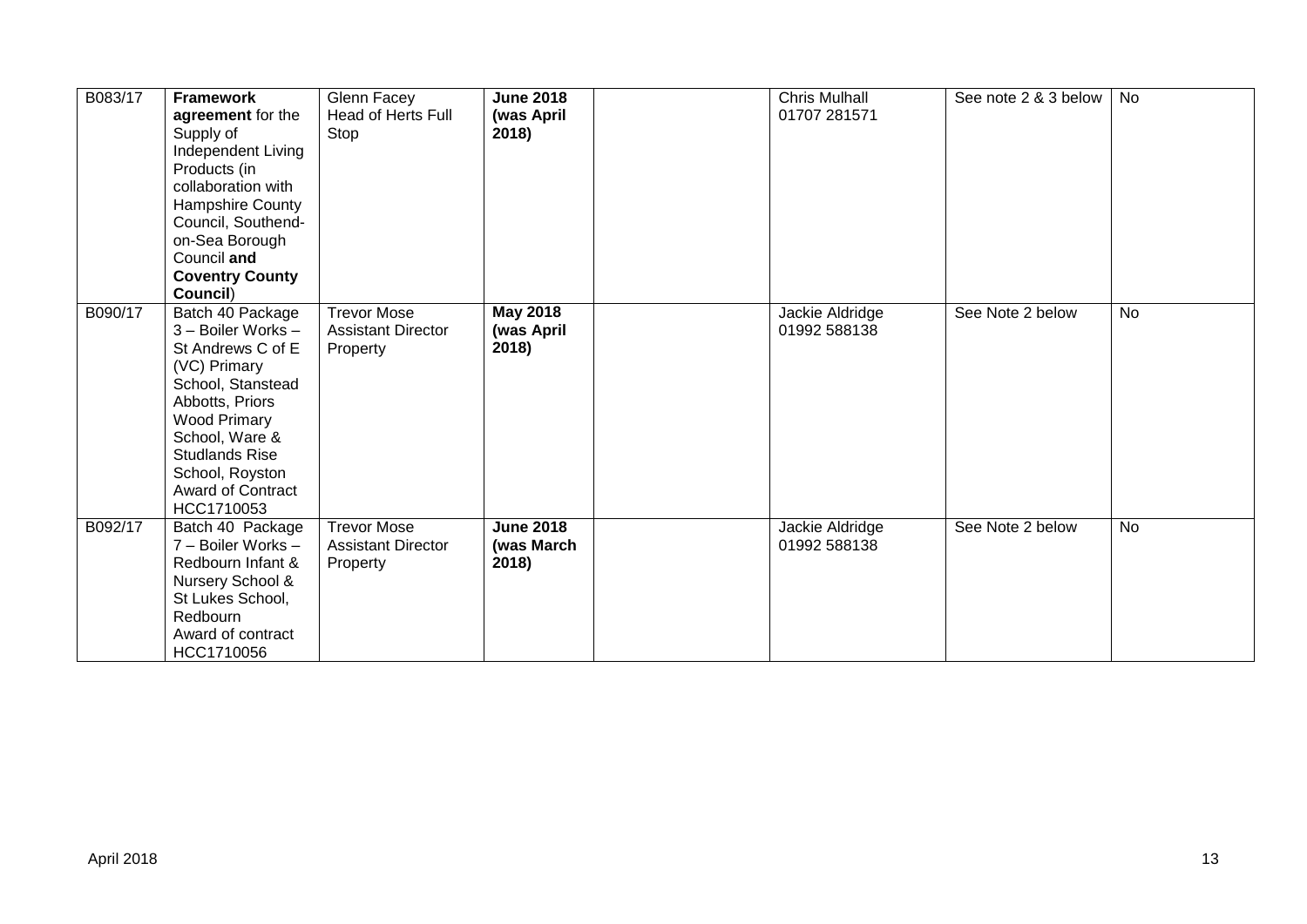| | | | | | | | |
|---|---|---|---|---|---|---|---|
| B083/17 | **Framework agreement** for the Supply of Independent Living Products (in collaboration with Hampshire County Council, Southend-on-Sea Borough Council **and Coventry County Council**) | Glenn Facey Head of Herts Full Stop | **June 2018 (was April 2018)** | | Chris Mulhall 01707 281571 | See note 2 & 3 below | No |
| B090/17 | Batch 40 Package 3 – Boiler Works – St Andrews C of E (VC) Primary School, Stanstead Abbotts, Priors Wood Primary School, Ware & Studlands Rise School, Royston Award of Contract HCC1710053 | Trevor Mose Assistant Director Property | **May 2018 (was April 2018)** | | Jackie Aldridge 01992 588138 | See Note 2 below | No |
| B092/17 | Batch 40 Package 7 – Boiler Works – Redbourn Infant & Nursery School & St Lukes School, Redbourn Award of contract HCC1710056 | Trevor Mose Assistant Director Property | **June 2018 (was March 2018)** | | Jackie Aldridge 01992 588138 | See Note 2 below | No |

April 2018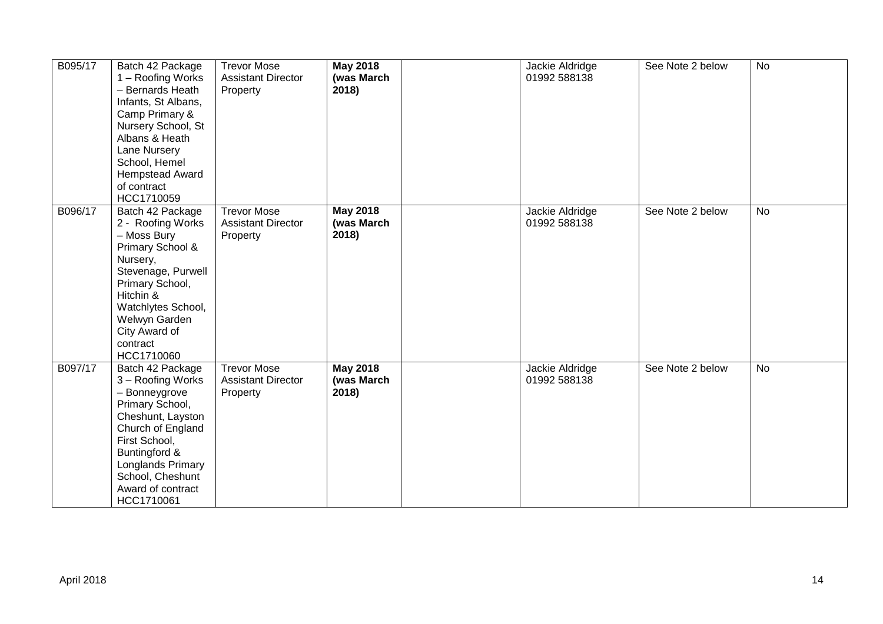| B095/17 | Batch 42 Package 1 – Roofing Works – Bernards Heath Infants, St Albans, Camp Primary & Nursery School, St Albans & Heath Lane Nursery School, Hemel Hempstead Award of contract HCC1710059 | Trevor Mose Assistant Director Property | **May 2018 (was March 2018)** | | Jackie Aldridge 01992 588138 | See Note 2 below | No |
|---|---|---|---|---|---|---|---|
| B096/17 | Batch 42 Package 2 - Roofing Works – Moss Bury Primary School & Nursery, Stevenage, Purwell Primary School, Hitchin & Watchlytes School, Welwyn Garden City Award of contract HCC1710060 | Trevor Mose Assistant Director Property | **May 2018 (was March 2018)** | | Jackie Aldridge 01992 588138 | See Note 2 below | No |
| B097/17 | Batch 42 Package 3 – Roofing Works – Bonneygrove Primary School, Cheshunt, Layston Church of England First School, Buntingford & Longlands Primary School, Cheshunt Award of contract HCC1710061 | Trevor Mose Assistant Director Property | **May 2018 (was March 2018)** | | Jackie Aldridge 01992 588138 | See Note 2 below | No |

April 2018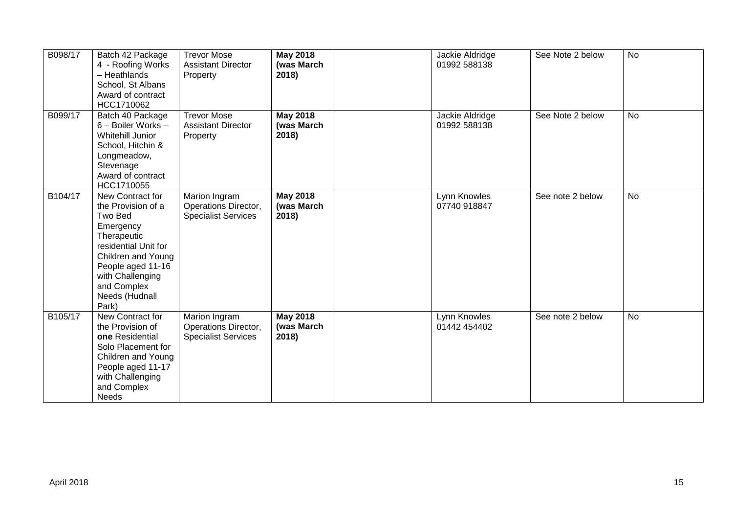| | | | | | | | |
|---|---|---|---|---|---|---|---|
| B098/17 | Batch 42 Package 4 - Roofing Works – Heathlands School, St Albans Award of contract HCC1710062 | Trevor Mose Assistant Director Property | **May 2018 (was March 2018)** | | Jackie Aldridge 01992 588138 | See Note 2 below | No |
| B099/17 | Batch 40 Package 6 – Boiler Works – Whitehill Junior School, Hitchin & Longmeadow, Stevenage Award of contract HCC1710055 | Trevor Mose Assistant Director Property | **May 2018 (was March 2018)** | | Jackie Aldridge 01992 588138 | See Note 2 below | No |
| B104/17 | New Contract for the Provision of a Two Bed Emergency Therapeutic residential Unit for Children and Young People aged 11-16 with Challenging and Complex Needs (Hudnall Park) | Marion Ingram Operations Director, Specialist Services | **May 2018 (was March 2018)** | | Lynn Knowles 07740 918847 | See note 2 below | No |
| B105/17 | New Contract for the Provision of **one** Residential Solo Placement for Children and Young People aged 11-17 with Challenging and Complex Needs | Marion Ingram Operations Director, Specialist Services | **May 2018 (was March 2018)** | | Lynn Knowles 01442 454402 | See note 2 below | No |

April 2018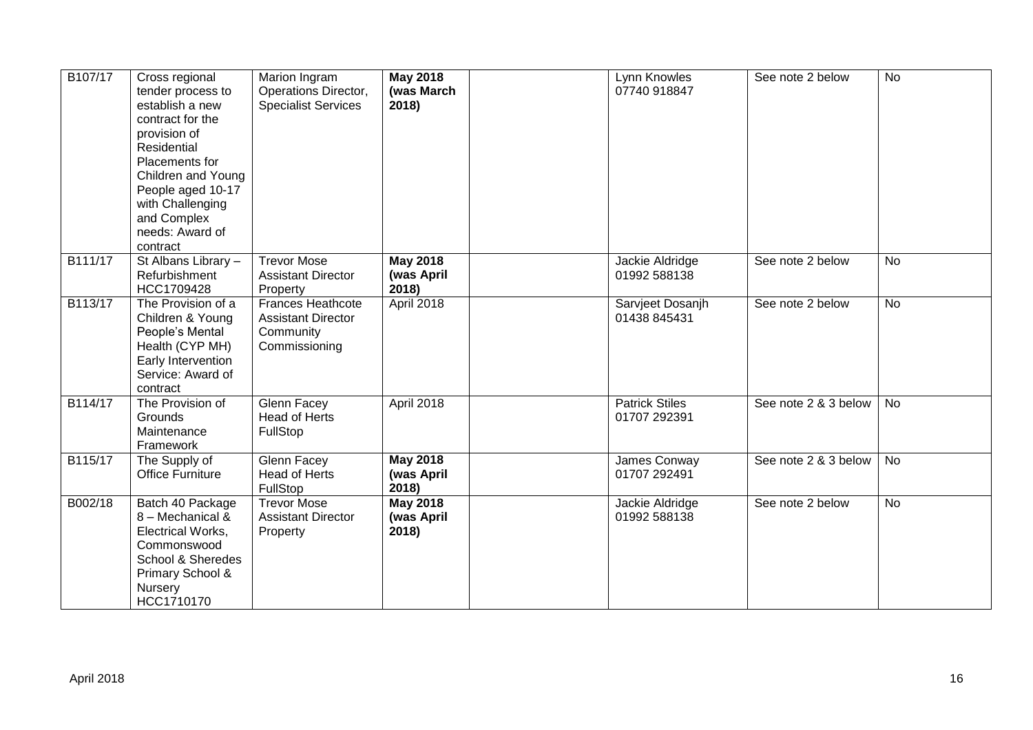| | | | | | | | |
|---|---|---|---|---|---|---|---|
| B107/17 | Cross regional tender process to establish a new contract for the provision of Residential Placements for Children and Young People aged 10-17 with Challenging and Complex needs: Award of contract | Marion Ingram Operations Director, Specialist Services | **May 2018 (was March 2018)** | | Lynn Knowles 07740 918847 | See note 2 below | No |
| B111/17 | St Albans Library – Refurbishment HCC1709428 | Trevor Mose Assistant Director Property | **May 2018 (was April 2018)** | | Jackie Aldridge 01992 588138 | See note 2 below | No |
| B113/17 | The Provision of a Children & Young People's Mental Health (CYP MH) Early Intervention Service: Award of contract | Frances Heathcote Assistant Director Community Commissioning | April 2018 | | Sarvjeet Dosanjh 01438 845431 | See note 2 below | No |
| B114/17 | The Provision of Grounds Maintenance Framework | Glenn Facey Head of Herts FullStop | April 2018 | | Patrick Stiles 01707 292391 | See note 2 & 3 below | No |
| B115/17 | The Supply of Office Furniture | Glenn Facey Head of Herts FullStop | **May 2018 (was April 2018)** | | James Conway 01707 292491 | See note 2 & 3 below | No |
| B002/18 | Batch 40 Package 8 – Mechanical & Electrical Works, Commonswood School & Sheredes Primary School & Nursery HCC1710170 | Trevor Mose Assistant Director Property | **May 2018 (was April 2018)** | | Jackie Aldridge 01992 588138 | See note 2 below | No |

April 2018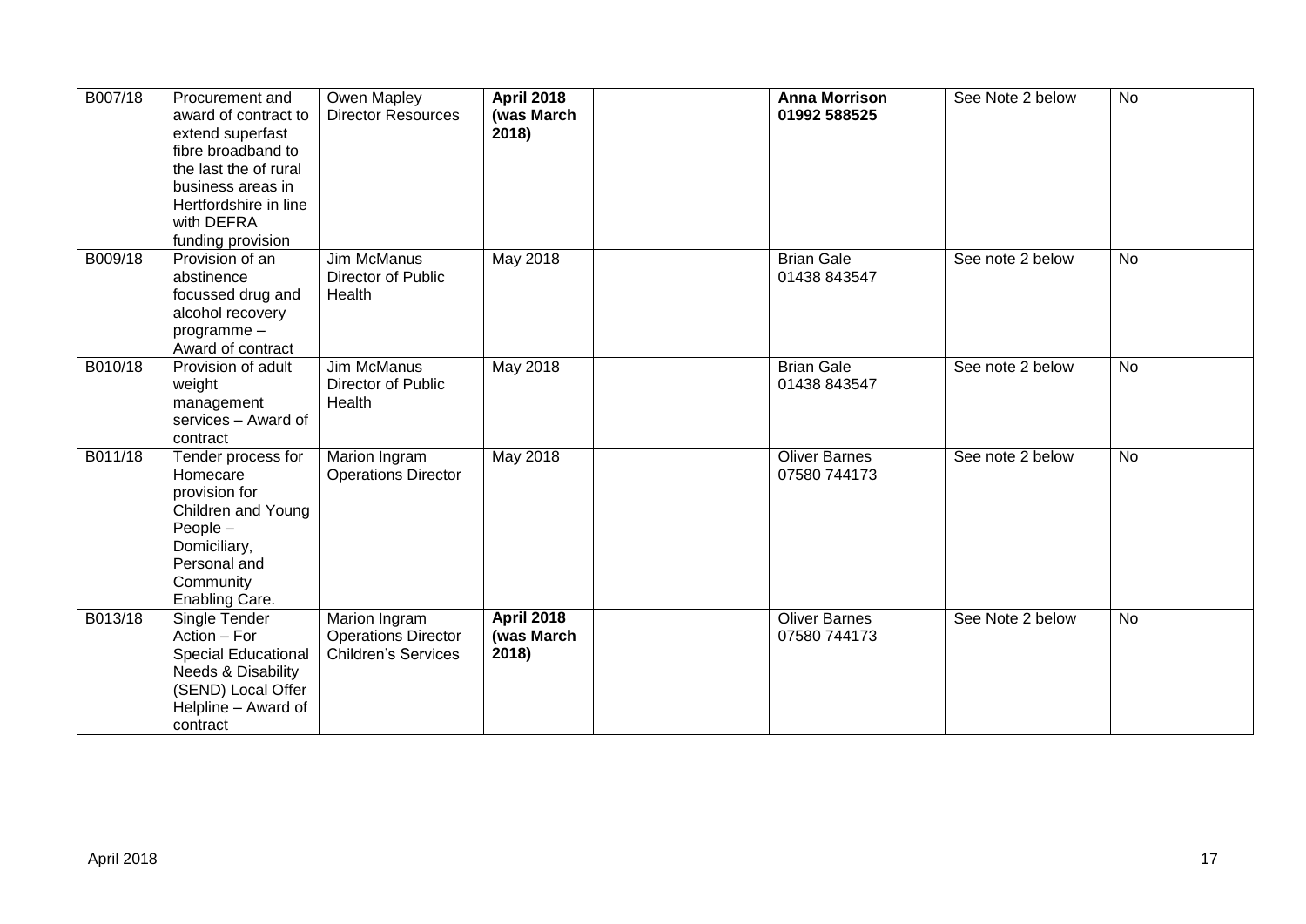| | | | | | | | |
|---|---|---|---|---|---|---|---|
| B007/18 | Procurement and award of contract to extend superfast fibre broadband to the last the of rural business areas in Hertfordshire in line with DEFRA funding provision | Owen Mapley Director Resources | **April 2018 (was March 2018)** | | **Anna Morrison 01992 588525** | See Note 2 below | No |
| B009/18 | Provision of an abstinence focussed drug and alcohol recovery programme – Award of contract | Jim McManus Director of Public Health | May 2018 | | Brian Gale 01438 843547 | See note 2 below | No |
| B010/18 | Provision of adult weight management services – Award of contract | Jim McManus Director of Public Health | May 2018 | | Brian Gale 01438 843547 | See note 2 below | No |
| B011/18 | Tender process for Homecare provision for Children and Young People – Domiciliary, Personal and Community Enabling Care. | Marion Ingram Operations Director | May 2018 | | Oliver Barnes 07580 744173 | See note 2 below | No |
| B013/18 | Single Tender Action – For Special Educational Needs & Disability (SEND) Local Offer Helpline – Award of contract | Marion Ingram Operations Director Children's Services | **April 2018 (was March 2018)** | | Oliver Barnes 07580 744173 | See Note 2 below | No |

April 2018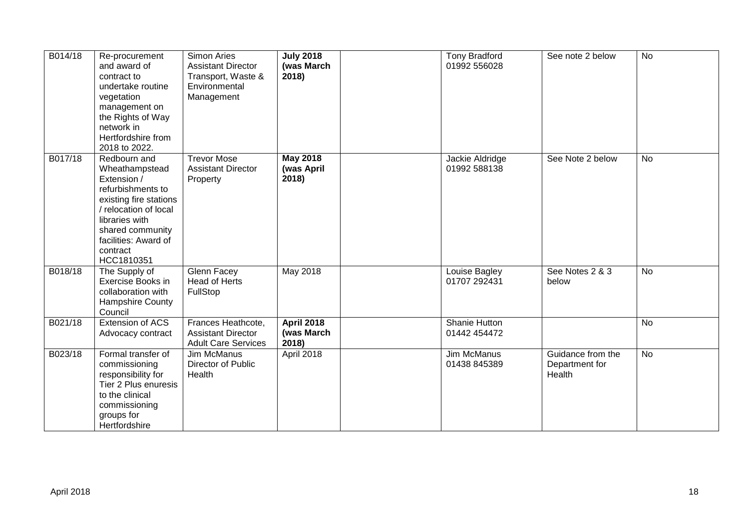| | | | | | | | |
|---|---|---|---|---|---|---|---|
| B014/18 | Re-procurement and award of contract to undertake routine vegetation management on the Rights of Way network in Hertfordshire from 2018 to 2022. | Simon Aries Assistant Director Transport, Waste & Environmental Management | **July 2018 (was March 2018)** | | Tony Bradford 01992 556028 | See note 2 below | No |
| B017/18 | Redbourn and Wheathampstead Extension / refurbishments to existing fire stations / relocation of local libraries with shared community facilities: Award of contract HCC1810351 | Trevor Mose Assistant Director Property | **May 2018 (was April 2018)** | | Jackie Aldridge 01992 588138 | See Note 2 below | No |
| B018/18 | The Supply of Exercise Books in collaboration with Hampshire County Council | Glenn Facey Head of Herts FullStop | May 2018 | | Louise Bagley 01707 292431 | See Notes 2 & 3 below | No |
| B021/18 | Extension of ACS Advocacy contract | Frances Heathcote, Assistant Director Adult Care Services | **April 2018 (was March 2018)** | | Shanie Hutton 01442 454472 | | No |
| B023/18 | Formal transfer of commissioning responsibility for Tier 2 Plus enuresis to the clinical commissioning groups for Hertfordshire | Jim McManus Director of Public Health | April 2018 | | Jim McManus 01438 845389 | Guidance from the Department for Health | No |

April 2018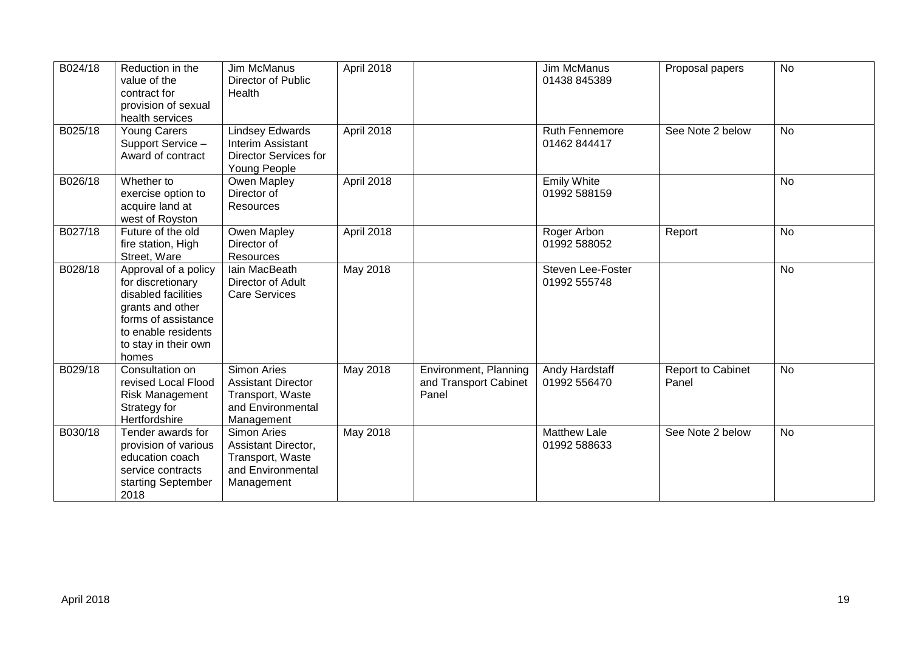| | | | | | | | |
|---|---|---|---|---|---|---|---|
| B024/18 | Reduction in the value of the contract for provision of sexual health services | Jim McManus Director of Public Health | April 2018 | | Jim McManus 01438 845389 | Proposal papers | No |
| B025/18 | Young Carers Support Service – Award of contract | Lindsey Edwards Interim Assistant Director Services for Young People | April 2018 | | Ruth Fennemore 01462 844417 | See Note 2 below | No |
| B026/18 | Whether to exercise option to acquire land at west of Royston | Owen Mapley Director of Resources | April 2018 | | Emily White 01992 588159 | | No |
| B027/18 | Future of the old fire station, High Street, Ware | Owen Mapley Director of Resources | April 2018 | | Roger Arbon 01992 588052 | Report | No |
| B028/18 | Approval of a policy for discretionary disabled facilities grants and other forms of assistance to enable residents to stay in their own homes | Iain MacBeath Director of Adult Care Services | May 2018 | | Steven Lee-Foster 01992 555748 | | No |
| B029/18 | Consultation on revised Local Flood Risk Management Strategy for Hertfordshire | Simon Aries Assistant Director Transport, Waste and Environmental Management | May 2018 | Environment, Planning and Transport Cabinet Panel | Andy Hardstaff 01992 556470 | Report to Cabinet Panel | No |
| B030/18 | Tender awards for provision of various education coach service contracts starting September 2018 | Simon Aries Assistant Director, Transport, Waste and Environmental Management | May 2018 | | Matthew Lale 01992 588633 | See Note 2 below | No |

April 2018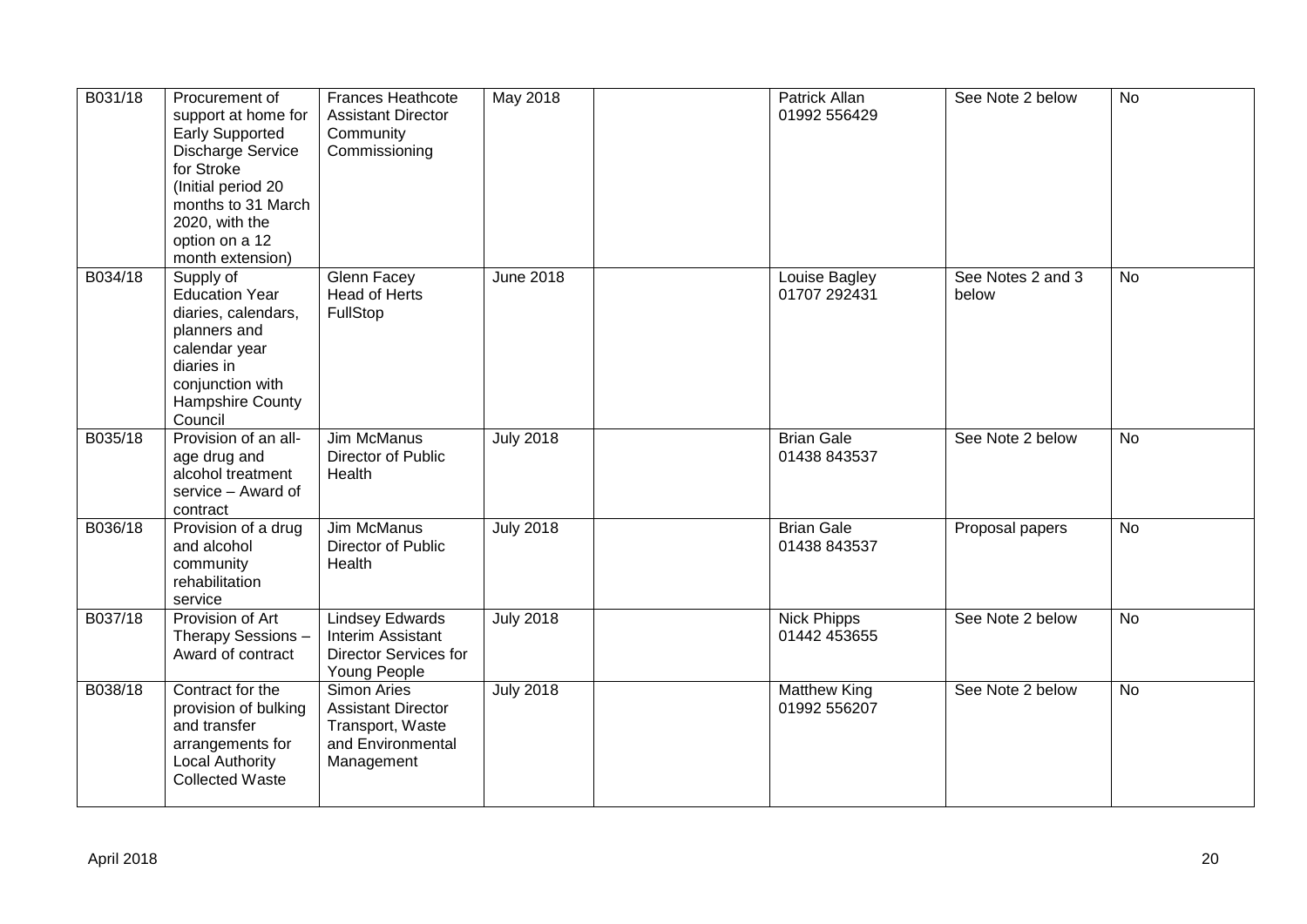| | | | | | | | |
|---|---|---|---|---|---|---|---|
| B031/18 | Procurement of support at home for Early Supported Discharge Service for Stroke (Initial period 20 months to 31 March 2020, with the option on a 12 month extension) | Frances Heathcote Assistant Director Community Commissioning | May 2018 | | Patrick Allan 01992 556429 | See Note 2 below | No |
| B034/18 | Supply of Education Year diaries, calendars, planners and calendar year diaries in conjunction with Hampshire County Council | Glenn Facey Head of Herts FullStop | June 2018 | | Louise Bagley 01707 292431 | See Notes 2 and 3 below | No |
| B035/18 | Provision of an all-age drug and alcohol treatment service – Award of contract | Jim McManus Director of Public Health | July 2018 | | Brian Gale 01438 843537 | See Note 2 below | No |
| B036/18 | Provision of a drug and alcohol community rehabilitation service | Jim McManus Director of Public Health | July 2018 | | Brian Gale 01438 843537 | Proposal papers | No |
| B037/18 | Provision of Art Therapy Sessions – Award of contract | Lindsey Edwards Interim Assistant Director Services for Young People | July 2018 | | Nick Phipps 01442 453655 | See Note 2 below | No |
| B038/18 | Contract for the provision of bulking and transfer arrangements for Local Authority Collected Waste | Simon Aries Assistant Director Transport, Waste and Environmental Management | July 2018 | | Matthew King 01992 556207 | See Note 2 below | No |

April 2018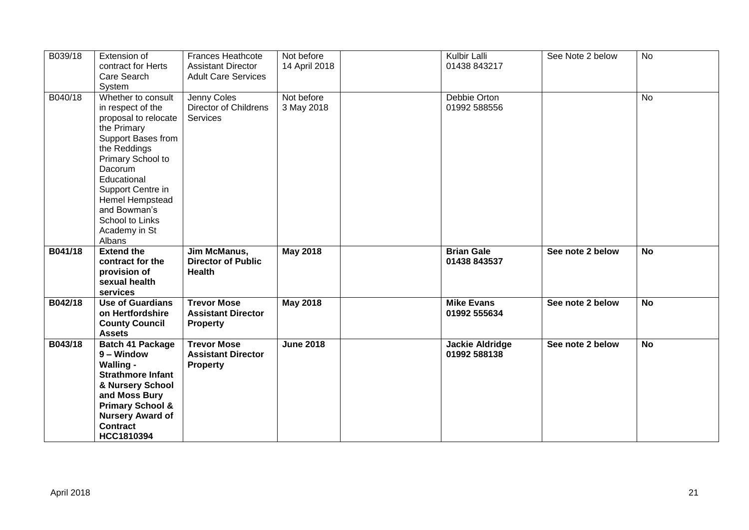| | | | | | | | |
|---|---|---|---|---|---|---|---|
| B039/18 | Extension of contract for Herts Care Search System | Frances Heathcote Assistant Director Adult Care Services | Not before 14 April 2018 | | Kulbir Lalli 01438 843217 | See Note 2 below | No |
| B040/18 | Whether to consult in respect of the proposal to relocate the Primary Support Bases from the Reddings Primary School to Dacorum Educational Support Centre in Hemel Hempstead and Bowman's School to Links Academy in St Albans | Jenny Coles Director of Childrens Services | Not before 3 May 2018 | | Debbie Orton 01992 588556 | | No |
| **B041/18** | **Extend the contract for the provision of sexual health services** | **Jim McManus, Director of Public Health** | **May 2018** | | **Brian Gale 01438 843537** | **See note 2 below** | **No** |
| **B042/18** | **Use of Guardians on Hertfordshire County Council Assets** | **Trevor Mose Assistant Director Property** | **May 2018** | | **Mike Evans 01992 555634** | **See note 2 below** | **No** |
| **B043/18** | **Batch 41 Package 9 – Window Walling - Strathmore Infant & Nursery School and Moss Bury Primary School & Nursery Award of Contract HCC1810394** | **Trevor Mose Assistant Director Property** | **June 2018** | | **Jackie Aldridge 01992 588138** | **See note 2 below** | **No** |

April 2018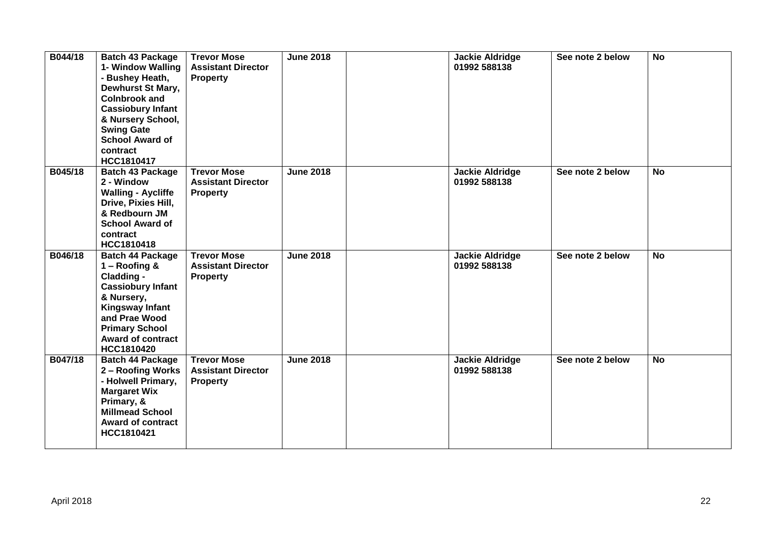| | | | | | | | |
|---|---|---|---|---|---|---|---|
| **B044/18** | **Batch 43 Package 1- Window Walling - Bushey Heath, Dewhurst St Mary, Colnbrook and Cassiobury Infant & Nursery School, Swing Gate School Award of contract HCC1810417** | **Trevor Mose Assistant Director Property** | **June 2018** | | **Jackie Aldridge 01992 588138** | **See note 2 below** | **No** |
| **B045/18** | **Batch 43 Package 2 - Window Walling - Aycliffe Drive, Pixies Hill, & Redbourn JM School Award of contract HCC1810418** | **Trevor Mose Assistant Director Property** | **June 2018** | | **Jackie Aldridge 01992 588138** | **See note 2 below** | **No** |
| **B046/18** | **Batch 44 Package 1 – Roofing & Cladding - Cassiobury Infant & Nursery, Kingsway Infant and Prae Wood Primary School Award of contract HCC1810420** | **Trevor Mose Assistant Director Property** | **June 2018** | | **Jackie Aldridge 01992 588138** | **See note 2 below** | **No** |
| **B047/18** | **Batch 44 Package 2 – Roofing Works - Holwell Primary, Margaret Wix Primary, & Millmead School Award of contract HCC1810421** | **Trevor Mose Assistant Director Property** | **June 2018** | | **Jackie Aldridge 01992 588138** | **See note 2 below** | **No** |

April 2018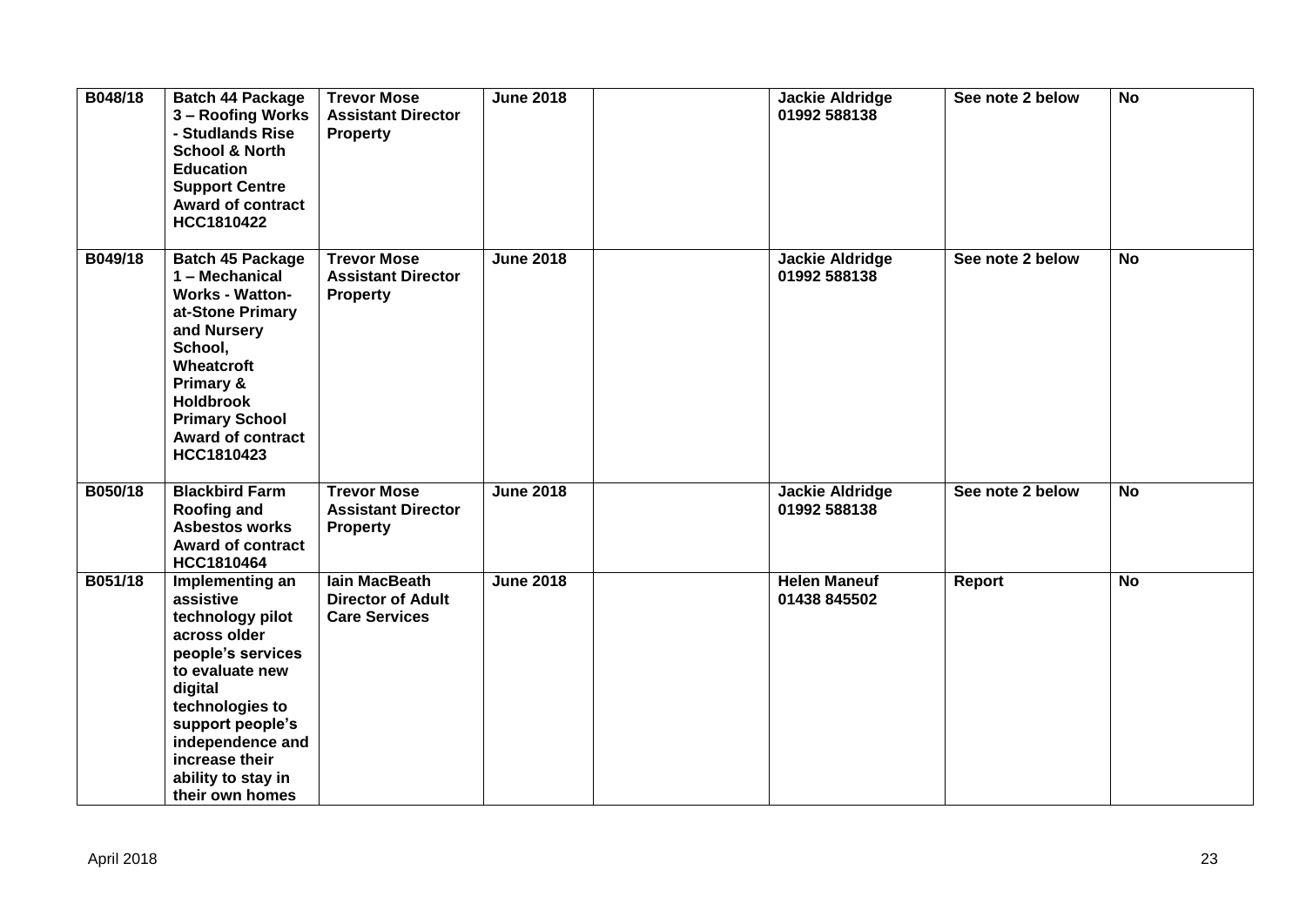| | | | | | | | |
|---|---|---|---|---|---|---|---|
| **B048/18** | **Batch 44 Package 3 – Roofing Works - Studlands Rise School & North Education Support Centre Award of contract HCC1810422** | **Trevor Mose Assistant Director Property** | **June 2018** | | **Jackie Aldridge 01992 588138** | **See note 2 below** | **No** |
| **B049/18** | **Batch 45 Package 1 – Mechanical Works - Watton-at-Stone Primary and Nursery School, Wheatcroft Primary & Holdbrook Primary School Award of contract HCC1810423** | **Trevor Mose Assistant Director Property** | **June 2018** | | **Jackie Aldridge 01992 588138** | **See note 2 below** | **No** |
| **B050/18** | **Blackbird Farm Roofing and Asbestos works Award of contract HCC1810464** | **Trevor Mose Assistant Director Property** | **June 2018** | | **Jackie Aldridge 01992 588138** | **See note 2 below** | **No** |
| **B051/18** | **Implementing an assistive technology pilot across older people's services to evaluate new digital technologies to support people's independence and increase their ability to stay in their own homes** | **Iain MacBeath Director of Adult Care Services** | **June 2018** | | **Helen Maneuf 01438 845502** | **Report** | **No** |

April 2018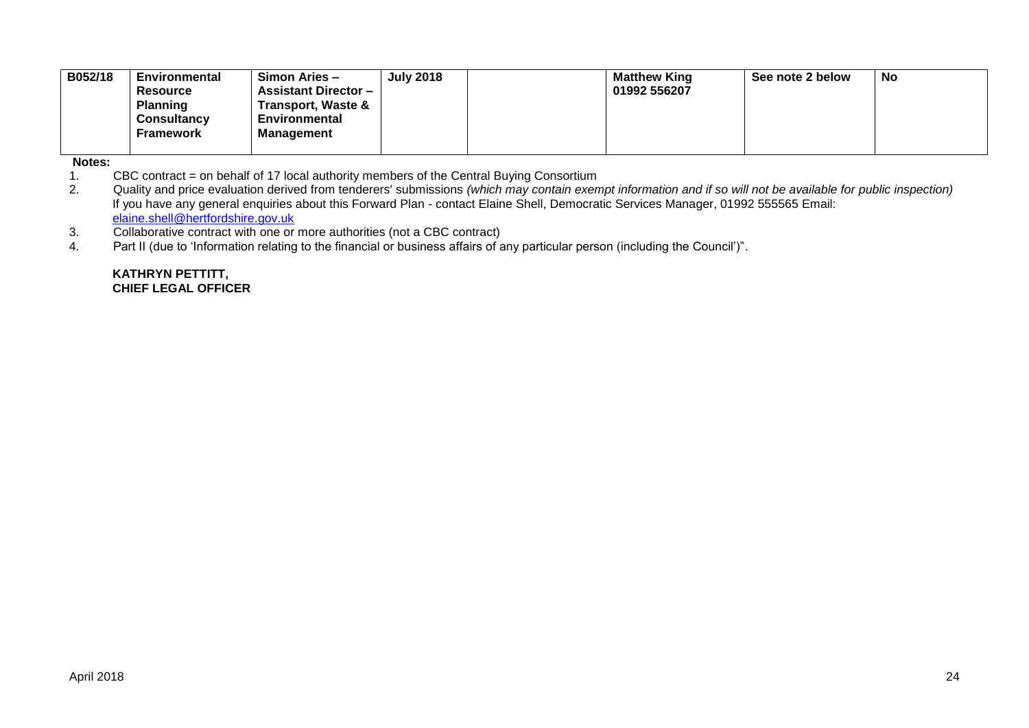| | | | | | | | |
|---|---|---|---|---|---|---|---|
| **B052/18** | **Environmental Resource Planning Consultancy Framework** | **Simon Aries – Assistant Director – Transport, Waste & Environmental Management** | **July 2018** | | **Matthew King 01992 556207** | **See note 2 below** | **No** |

**Notes:**

1. CBC contract = on behalf of 17 local authority members of the Central Buying Consortium
2. Quality and price evaluation derived from tenderers' submissions *(which may contain exempt information and if so will not be available for public inspection)*
   If you have any general enquiries about this Forward Plan - contact Elaine Shell, Democratic Services Manager, 01992 555565 Email: elaine.shell@hertfordshire.gov.uk
3. Collaborative contract with one or more authorities (not a CBC contract)
4. Part II (due to 'Information relating to the financial or business affairs of any particular person (including the Council')".

**KATHRYN PETTITT,**
**CHIEF LEGAL OFFICER**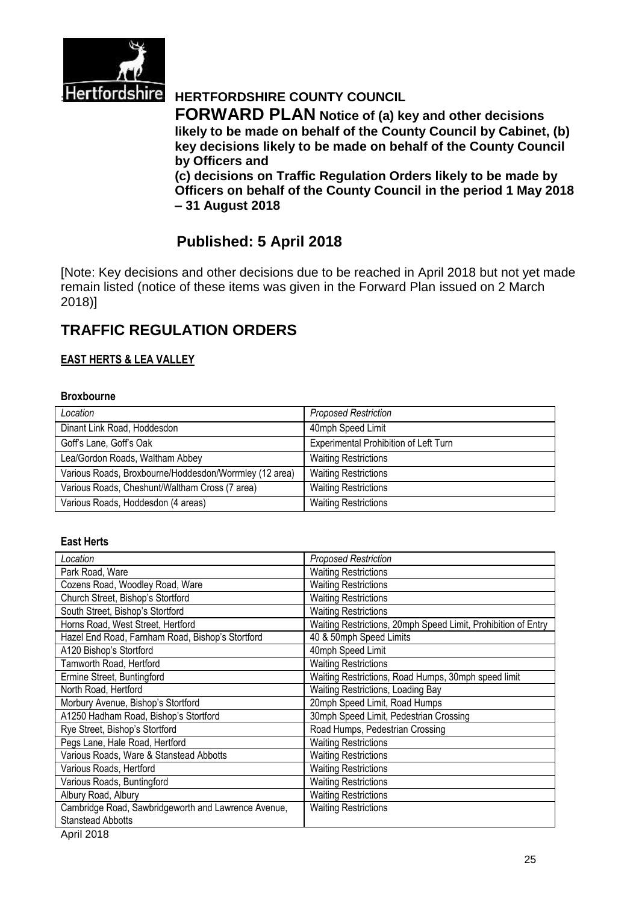**HERTFORDSHIRE COUNTY COUNCIL**

**FORWARD PLAN Notice of (a) key and other decisions likely to be made on behalf of the County Council by Cabinet, (b) key decisions likely to be made on behalf of the County Council by Officers and**
**(c) decisions on Traffic Regulation Orders likely to be made by Officers on behalf of the County Council in the period 1 May 2018 – 31 August 2018**

## Published: 5 April 2018

[Note: Key decisions and other decisions due to be reached in April 2018 but not yet made remain listed (notice of these items was given in the Forward Plan issued on 2 March 2018)]

# TRAFFIC REGULATION ORDERS

## EAST HERTS & LEA VALLEY

### Broxbourne

| *Location* | *Proposed Restriction* |
|---|---|
| Dinant Link Road, Hoddesdon | 40mph Speed Limit |
| Goff's Lane, Goff's Oak | Experimental Prohibition of Left Turn |
| Lea/Gordon Roads, Waltham Abbey | Waiting Restrictions |
| Various Roads, Broxbourne/Hoddesdon/Worrmley (12 area) | Waiting Restrictions |
| Various Roads, Cheshunt/Waltham Cross (7 area) | Waiting Restrictions |
| Various Roads, Hoddesdon (4 areas) | Waiting Restrictions |

### East Herts

| *Location* | *Proposed Restriction* |
|---|---|
| Park Road, Ware | Waiting Restrictions |
| Cozens Road, Woodley Road, Ware | Waiting Restrictions |
| Church Street, Bishop's Stortford | Waiting Restrictions |
| South Street, Bishop's Stortford | Waiting Restrictions |
| Horns Road, West Street, Hertford | Waiting Restrictions, 20mph Speed Limit, Prohibition of Entry |
| Hazel End Road, Farnham Road, Bishop's Stortford | 40 & 50mph Speed Limits |
| A120 Bishop's Stortford | 40mph Speed Limit |
| Tamworth Road, Hertford | Waiting Restrictions |
| Ermine Street, Buntingford | Waiting Restrictions, Road Humps, 30mph speed limit |
| North Road, Hertford | Waiting Restrictions, Loading Bay |
| Morbury Avenue, Bishop's Stortford | 20mph Speed Limit, Road Humps |
| A1250 Hadham Road, Bishop's Stortford | 30mph Speed Limit, Pedestrian Crossing |
| Rye Street, Bishop's Stortford | Road Humps, Pedestrian Crossing |
| Pegs Lane, Hale Road, Hertford | Waiting Restrictions |
| Various Roads, Ware & Stanstead Abbotts | Waiting Restrictions |
| Various Roads, Hertford | Waiting Restrictions |
| Various Roads, Buntingford | Waiting Restrictions |
| Albury Road, Albury | Waiting Restrictions |
| Cambridge Road, Sawbridgeworth and Lawrence Avenue, Stanstead Abbotts | Waiting Restrictions |

April 2018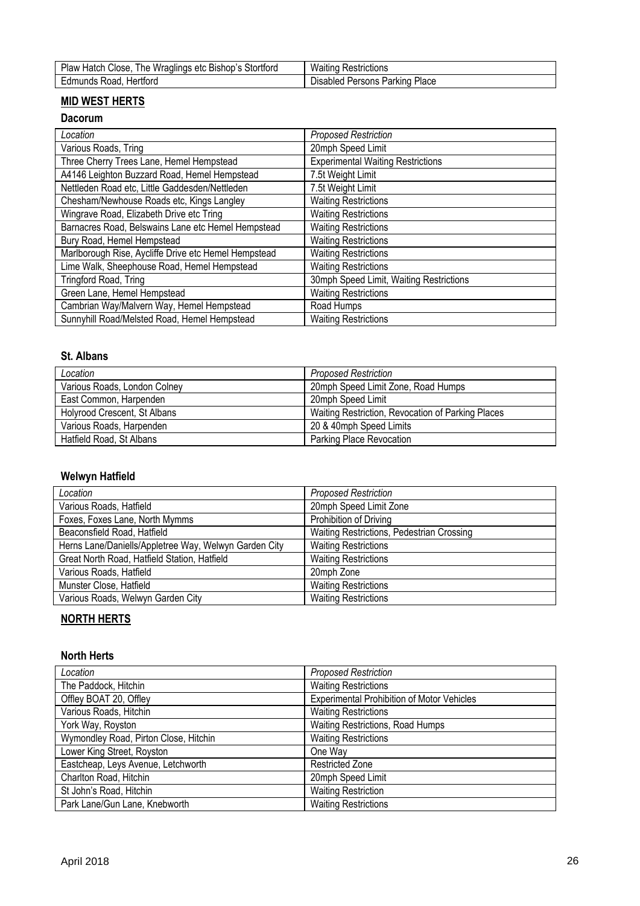| | |
|---|---|
| Plaw Hatch Close, The Wraglings etc Bishop's Stortford | Waiting Restrictions |
| Edmunds Road, Hertford | Disabled Persons Parking Place |

## MID WEST HERTS

### Dacorum

| *Location* | *Proposed Restriction* |
|---|---|
| Various Roads, Tring | 20mph Speed Limit |
| Three Cherry Trees Lane, Hemel Hempstead | Experimental Waiting Restrictions |
| A4146 Leighton Buzzard Road, Hemel Hempstead | 7.5t Weight Limit |
| Nettleden Road etc, Little Gaddesden/Nettleden | 7.5t Weight Limit |
| Chesham/Newhouse Roads etc, Kings Langley | Waiting Restrictions |
| Wingrave Road, Elizabeth Drive etc Tring | Waiting Restrictions |
| Barnacres Road, Belswains Lane etc Hemel Hempstead | Waiting Restrictions |
| Bury Road, Hemel Hempstead | Waiting Restrictions |
| Marlborough Rise, Aycliffe Drive etc Hemel Hempstead | Waiting Restrictions |
| Lime Walk, Sheephouse Road, Hemel Hempstead | Waiting Restrictions |
| Tringford Road, Tring | 30mph Speed Limit, Waiting Restrictions |
| Green Lane, Hemel Hempstead | Waiting Restrictions |
| Cambrian Way/Malvern Way, Hemel Hempstead | Road Humps |
| Sunnyhill Road/Melsted Road, Hemel Hempstead | Waiting Restrictions |

### St. Albans

| *Location* | *Proposed Restriction* |
|---|---|
| Various Roads, London Colney | 20mph Speed Limit Zone, Road Humps |
| East Common, Harpenden | 20mph Speed Limit |
| Holyrood Crescent, St Albans | Waiting Restriction, Revocation of Parking Places |
| Various Roads, Harpenden | 20 & 40mph Speed Limits |
| Hatfield Road, St Albans | Parking Place Revocation |

### Welwyn Hatfield

| *Location* | *Proposed Restriction* |
|---|---|
| Various Roads, Hatfield | 20mph Speed Limit Zone |
| Foxes, Foxes Lane, North Mymms | Prohibition of Driving |
| Beaconsfield Road, Hatfield | Waiting Restrictions, Pedestrian Crossing |
| Herns Lane/Daniells/Appletree Way, Welwyn Garden City | Waiting Restrictions |
| Great North Road, Hatfield Station, Hatfield | Waiting Restrictions |
| Various Roads, Hatfield | 20mph Zone |
| Munster Close, Hatfield | Waiting Restrictions |
| Various Roads, Welwyn Garden City | Waiting Restrictions |

## NORTH HERTS

### North Herts

| *Location* | *Proposed Restriction* |
|---|---|
| The Paddock, Hitchin | Waiting Restrictions |
| Offley BOAT 20, Offley | Experimental Prohibition of Motor Vehicles |
| Various Roads, Hitchin | Waiting Restrictions |
| York Way, Royston | Waiting Restrictions, Road Humps |
| Wymondley Road, Pirton Close, Hitchin | Waiting Restrictions |
| Lower King Street, Royston | One Way |
| Eastcheap, Leys Avenue, Letchworth | Restricted Zone |
| Charlton Road, Hitchin | 20mph Speed Limit |
| St John's Road, Hitchin | Waiting Restriction |
| Park Lane/Gun Lane, Knebworth | Waiting Restrictions |

April 2018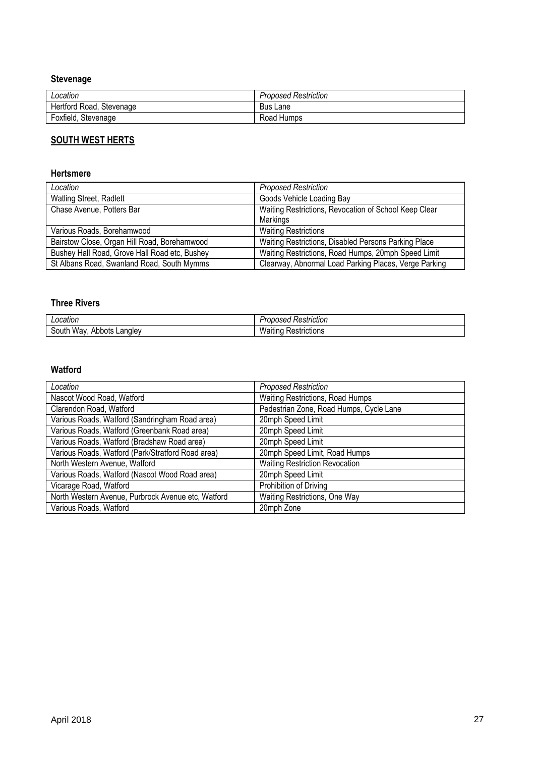### Stevenage

| *Location* | *Proposed Restriction* |
|---|---|
| Hertford Road, Stevenage | Bus Lane |
| Foxfield, Stevenage | Road Humps |

## **SOUTH WEST HERTS**

### Hertsmere

| *Location* | *Proposed Restriction* |
|---|---|
| Watling Street, Radlett | Goods Vehicle Loading Bay |
| Chase Avenue, Potters Bar | Waiting Restrictions, Revocation of School Keep Clear Markings |
| Various Roads, Borehamwood | Waiting Restrictions |
| Bairstow Close, Organ Hill Road, Borehamwood | Waiting Restrictions, Disabled Persons Parking Place |
| Bushey Hall Road, Grove Hall Road etc, Bushey | Waiting Restrictions, Road Humps, 20mph Speed Limit |
| St Albans Road, Swanland Road, South Mymms | Clearway, Abnormal Load Parking Places, Verge Parking |

### Three Rivers

| *Location* | *Proposed Restriction* |
|---|---|
| South Way, Abbots Langley | Waiting Restrictions |

### Watford

| *Location* | *Proposed Restriction* |
|---|---|
| Nascot Wood Road, Watford | Waiting Restrictions, Road Humps |
| Clarendon Road, Watford | Pedestrian Zone, Road Humps, Cycle Lane |
| Various Roads, Watford (Sandringham Road area) | 20mph Speed Limit |
| Various Roads, Watford (Greenbank Road area) | 20mph Speed Limit |
| Various Roads, Watford (Bradshaw Road area) | 20mph Speed Limit |
| Various Roads, Watford (Park/Stratford Road area) | 20mph Speed Limit, Road Humps |
| North Western Avenue, Watford | Waiting Restriction Revocation |
| Various Roads, Watford (Nascot Wood Road area) | 20mph Speed Limit |
| Vicarage Road, Watford | Prohibition of Driving |
| North Western Avenue, Purbrock Avenue etc, Watford | Waiting Restrictions, One Way |
| Various Roads, Watford | 20mph Zone |

April 2018